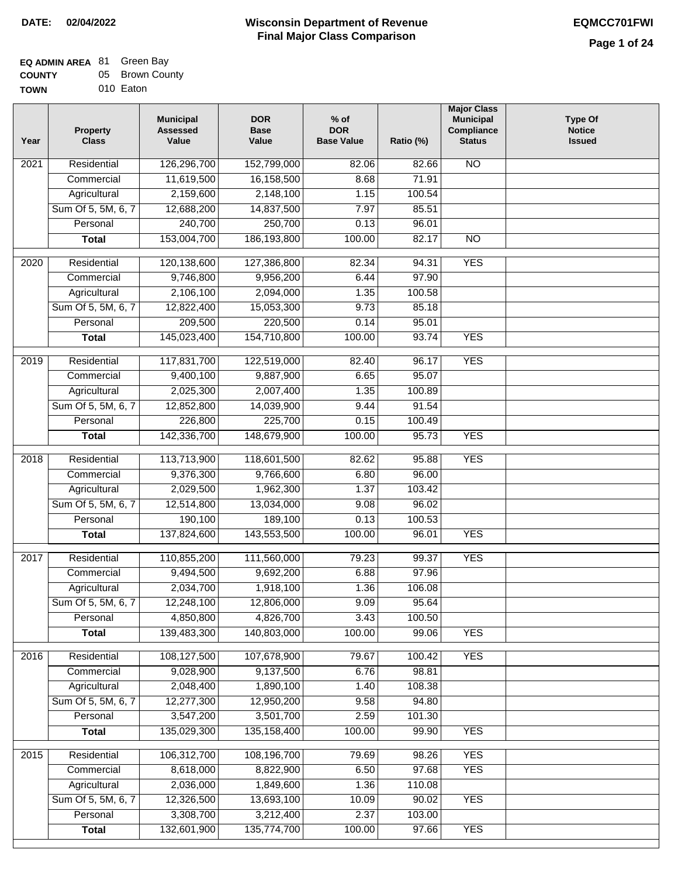**DATE: 02/04/2022**

# Wisconsin Department of Revenue
## Final Major Class Comparison

**EQMCC701FWI**

**EQ ADMIN AREA** 81 Green Bay
**COUNTY** 05 Brown County
**TOWN** 010 Eaton

| Year | Property Class | Municipal Assessed Value | DOR Base Value | % of DOR Base Value | Ratio (%) | Major Class Municipal Compliance Status | Type Of Notice Issued |
|---|---|---|---|---|---|---|---|
| 2021 | Residential | 126,296,700 | 152,799,000 | 82.06 | 82.66 | NO | |
| | Commercial | 11,619,500 | 16,158,500 | 8.68 | 71.91 | | |
| | Agricultural | 2,159,600 | 2,148,100 | 1.15 | 100.54 | | |
| | Sum Of 5, 5M, 6, 7 | 12,688,200 | 14,837,500 | 7.97 | 85.51 | | |
| | Personal | 240,700 | 250,700 | 0.13 | 96.01 | | |
| | **Total** | 153,004,700 | 186,193,800 | 100.00 | 82.17 | NO | |
| 2020 | Residential | 120,138,600 | 127,386,800 | 82.34 | 94.31 | YES | |
| | Commercial | 9,746,800 | 9,956,200 | 6.44 | 97.90 | | |
| | Agricultural | 2,106,100 | 2,094,000 | 1.35 | 100.58 | | |
| | Sum Of 5, 5M, 6, 7 | 12,822,400 | 15,053,300 | 9.73 | 85.18 | | |
| | Personal | 209,500 | 220,500 | 0.14 | 95.01 | | |
| | **Total** | 145,023,400 | 154,710,800 | 100.00 | 93.74 | YES | |
| 2019 | Residential | 117,831,700 | 122,519,000 | 82.40 | 96.17 | YES | |
| | Commercial | 9,400,100 | 9,887,900 | 6.65 | 95.07 | | |
| | Agricultural | 2,025,300 | 2,007,400 | 1.35 | 100.89 | | |
| | Sum Of 5, 5M, 6, 7 | 12,852,800 | 14,039,900 | 9.44 | 91.54 | | |
| | Personal | 226,800 | 225,700 | 0.15 | 100.49 | | |
| | **Total** | 142,336,700 | 148,679,900 | 100.00 | 95.73 | YES | |
| 2018 | Residential | 113,713,900 | 118,601,500 | 82.62 | 95.88 | YES | |
| | Commercial | 9,376,300 | 9,766,600 | 6.80 | 96.00 | | |
| | Agricultural | 2,029,500 | 1,962,300 | 1.37 | 103.42 | | |
| | Sum Of 5, 5M, 6, 7 | 12,514,800 | 13,034,000 | 9.08 | 96.02 | | |
| | Personal | 190,100 | 189,100 | 0.13 | 100.53 | | |
| | **Total** | 137,824,600 | 143,553,500 | 100.00 | 96.01 | YES | |
| 2017 | Residential | 110,855,200 | 111,560,000 | 79.23 | 99.37 | YES | |
| | Commercial | 9,494,500 | 9,692,200 | 6.88 | 97.96 | | |
| | Agricultural | 2,034,700 | 1,918,100 | 1.36 | 106.08 | | |
| | Sum Of 5, 5M, 6, 7 | 12,248,100 | 12,806,000 | 9.09 | 95.64 | | |
| | Personal | 4,850,800 | 4,826,700 | 3.43 | 100.50 | | |
| | **Total** | 139,483,300 | 140,803,000 | 100.00 | 99.06 | YES | |
| 2016 | Residential | 108,127,500 | 107,678,900 | 79.67 | 100.42 | YES | |
| | Commercial | 9,028,900 | 9,137,500 | 6.76 | 98.81 | | |
| | Agricultural | 2,048,400 | 1,890,100 | 1.40 | 108.38 | | |
| | Sum Of 5, 5M, 6, 7 | 12,277,300 | 12,950,200 | 9.58 | 94.80 | | |
| | Personal | 3,547,200 | 3,501,700 | 2.59 | 101.30 | | |
| | **Total** | 135,029,300 | 135,158,400 | 100.00 | 99.90 | YES | |
| 2015 | Residential | 106,312,700 | 108,196,700 | 79.69 | 98.26 | YES | |
| | Commercial | 8,618,000 | 8,822,900 | 6.50 | 97.68 | YES | |
| | Agricultural | 2,036,000 | 1,849,600 | 1.36 | 110.08 | | |
| | Sum Of 5, 5M, 6, 7 | 12,326,500 | 13,693,100 | 10.09 | 90.02 | YES | |
| | Personal | 3,308,700 | 3,212,400 | 2.37 | 103.00 | | |
| | **Total** | 132,601,900 | 135,774,700 | 100.00 | 97.66 | YES | |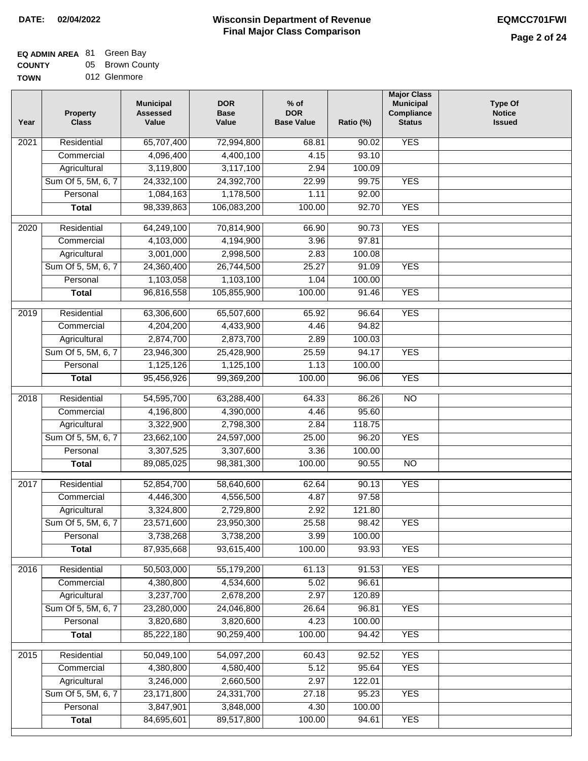# Wisconsin Department of Revenue Final Major Class Comparison

**DATE:** 02/04/2022

**EQMCC701FWI**

**EQ ADMIN AREA** 81 Green Bay
**COUNTY** 05 Brown County
**TOWN** 012 Glenmore

| Year | Property Class | Municipal Assessed Value | DOR Base Value | % of DOR Base Value | Ratio (%) | Major Class Municipal Compliance Status | Type Of Notice Issued |
|---|---|---|---|---|---|---|---|
| 2021 | Residential | 65,707,400 | 72,994,800 | 68.81 | 90.02 | YES | |
| | Commercial | 4,096,400 | 4,400,100 | 4.15 | 93.10 | | |
| | Agricultural | 3,119,800 | 3,117,100 | 2.94 | 100.09 | | |
| | Sum Of 5, 5M, 6, 7 | 24,332,100 | 24,392,700 | 22.99 | 99.75 | YES | |
| | Personal | 1,084,163 | 1,178,500 | 1.11 | 92.00 | | |
| | **Total** | 98,339,863 | 106,083,200 | 100.00 | 92.70 | YES | |
| 2020 | Residential | 64,249,100 | 70,814,900 | 66.90 | 90.73 | YES | |
| | Commercial | 4,103,000 | 4,194,900 | 3.96 | 97.81 | | |
| | Agricultural | 3,001,000 | 2,998,500 | 2.83 | 100.08 | | |
| | Sum Of 5, 5M, 6, 7 | 24,360,400 | 26,744,500 | 25.27 | 91.09 | YES | |
| | Personal | 1,103,058 | 1,103,100 | 1.04 | 100.00 | | |
| | **Total** | 96,816,558 | 105,855,900 | 100.00 | 91.46 | YES | |
| 2019 | Residential | 63,306,600 | 65,507,600 | 65.92 | 96.64 | YES | |
| | Commercial | 4,204,200 | 4,433,900 | 4.46 | 94.82 | | |
| | Agricultural | 2,874,700 | 2,873,700 | 2.89 | 100.03 | | |
| | Sum Of 5, 5M, 6, 7 | 23,946,300 | 25,428,900 | 25.59 | 94.17 | YES | |
| | Personal | 1,125,126 | 1,125,100 | 1.13 | 100.00 | | |
| | **Total** | 95,456,926 | 99,369,200 | 100.00 | 96.06 | YES | |
| 2018 | Residential | 54,595,700 | 63,288,400 | 64.33 | 86.26 | NO | |
| | Commercial | 4,196,800 | 4,390,000 | 4.46 | 95.60 | | |
| | Agricultural | 3,322,900 | 2,798,300 | 2.84 | 118.75 | | |
| | Sum Of 5, 5M, 6, 7 | 23,662,100 | 24,597,000 | 25.00 | 96.20 | YES | |
| | Personal | 3,307,525 | 3,307,600 | 3.36 | 100.00 | | |
| | **Total** | 89,085,025 | 98,381,300 | 100.00 | 90.55 | NO | |
| 2017 | Residential | 52,854,700 | 58,640,600 | 62.64 | 90.13 | YES | |
| | Commercial | 4,446,300 | 4,556,500 | 4.87 | 97.58 | | |
| | Agricultural | 3,324,800 | 2,729,800 | 2.92 | 121.80 | | |
| | Sum Of 5, 5M, 6, 7 | 23,571,600 | 23,950,300 | 25.58 | 98.42 | YES | |
| | Personal | 3,738,268 | 3,738,200 | 3.99 | 100.00 | | |
| | **Total** | 87,935,668 | 93,615,400 | 100.00 | 93.93 | YES | |
| 2016 | Residential | 50,503,000 | 55,179,200 | 61.13 | 91.53 | YES | |
| | Commercial | 4,380,800 | 4,534,600 | 5.02 | 96.61 | | |
| | Agricultural | 3,237,700 | 2,678,200 | 2.97 | 120.89 | | |
| | Sum Of 5, 5M, 6, 7 | 23,280,000 | 24,046,800 | 26.64 | 96.81 | YES | |
| | Personal | 3,820,680 | 3,820,600 | 4.23 | 100.00 | | |
| | **Total** | 85,222,180 | 90,259,400 | 100.00 | 94.42 | YES | |
| 2015 | Residential | 50,049,100 | 54,097,200 | 60.43 | 92.52 | YES | |
| | Commercial | 4,380,800 | 4,580,400 | 5.12 | 95.64 | YES | |
| | Agricultural | 3,246,000 | 2,660,500 | 2.97 | 122.01 | | |
| | Sum Of 5, 5M, 6, 7 | 23,171,800 | 24,331,700 | 27.18 | 95.23 | YES | |
| | Personal | 3,847,901 | 3,848,000 | 4.30 | 100.00 | | |
| | **Total** | 84,695,601 | 89,517,800 | 100.00 | 94.61 | YES | |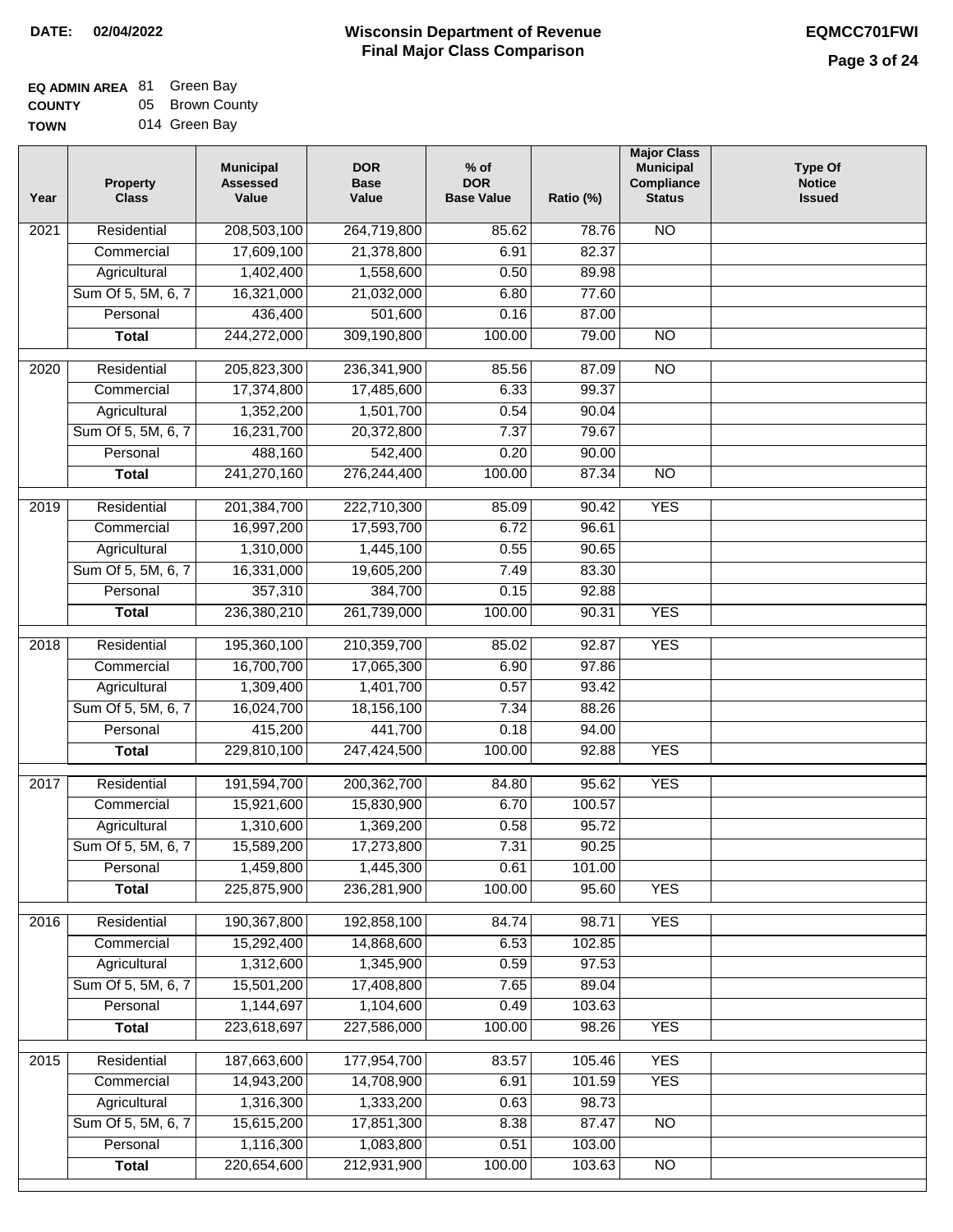**DATE:** 02/04/2022

# Wisconsin Department of Revenue
## Final Major Class Comparison

**EQMCC701FWI**

**EQ ADMIN AREA** 81 Green Bay
**COUNTY** 05 Brown County
**TOWN** 014 Green Bay

| Year | Property Class | Municipal Assessed Value | DOR Base Value | % of DOR Base Value | Ratio (%) | Major Class Municipal Compliance Status | Type Of Notice Issued |
|---|---|---|---|---|---|---|---|
| 2021 | Residential | 208,503,100 | 264,719,800 | 85.62 | 78.76 | NO | |
| | Commercial | 17,609,100 | 21,378,800 | 6.91 | 82.37 | | |
| | Agricultural | 1,402,400 | 1,558,600 | 0.50 | 89.98 | | |
| | Sum Of 5, 5M, 6, 7 | 16,321,000 | 21,032,000 | 6.80 | 77.60 | | |
| | Personal | 436,400 | 501,600 | 0.16 | 87.00 | | |
| | **Total** | 244,272,000 | 309,190,800 | 100.00 | 79.00 | NO | |
| 2020 | Residential | 205,823,300 | 236,341,900 | 85.56 | 87.09 | NO | |
| | Commercial | 17,374,800 | 17,485,600 | 6.33 | 99.37 | | |
| | Agricultural | 1,352,200 | 1,501,700 | 0.54 | 90.04 | | |
| | Sum Of 5, 5M, 6, 7 | 16,231,700 | 20,372,800 | 7.37 | 79.67 | | |
| | Personal | 488,160 | 542,400 | 0.20 | 90.00 | | |
| | **Total** | 241,270,160 | 276,244,400 | 100.00 | 87.34 | NO | |
| 2019 | Residential | 201,384,700 | 222,710,300 | 85.09 | 90.42 | YES | |
| | Commercial | 16,997,200 | 17,593,700 | 6.72 | 96.61 | | |
| | Agricultural | 1,310,000 | 1,445,100 | 0.55 | 90.65 | | |
| | Sum Of 5, 5M, 6, 7 | 16,331,000 | 19,605,200 | 7.49 | 83.30 | | |
| | Personal | 357,310 | 384,700 | 0.15 | 92.88 | | |
| | **Total** | 236,380,210 | 261,739,000 | 100.00 | 90.31 | YES | |
| 2018 | Residential | 195,360,100 | 210,359,700 | 85.02 | 92.87 | YES | |
| | Commercial | 16,700,700 | 17,065,300 | 6.90 | 97.86 | | |
| | Agricultural | 1,309,400 | 1,401,700 | 0.57 | 93.42 | | |
| | Sum Of 5, 5M, 6, 7 | 16,024,700 | 18,156,100 | 7.34 | 88.26 | | |
| | Personal | 415,200 | 441,700 | 0.18 | 94.00 | | |
| | **Total** | 229,810,100 | 247,424,500 | 100.00 | 92.88 | YES | |
| 2017 | Residential | 191,594,700 | 200,362,700 | 84.80 | 95.62 | YES | |
| | Commercial | 15,921,600 | 15,830,900 | 6.70 | 100.57 | | |
| | Agricultural | 1,310,600 | 1,369,200 | 0.58 | 95.72 | | |
| | Sum Of 5, 5M, 6, 7 | 15,589,200 | 17,273,800 | 7.31 | 90.25 | | |
| | Personal | 1,459,800 | 1,445,300 | 0.61 | 101.00 | | |
| | **Total** | 225,875,900 | 236,281,900 | 100.00 | 95.60 | YES | |
| 2016 | Residential | 190,367,800 | 192,858,100 | 84.74 | 98.71 | YES | |
| | Commercial | 15,292,400 | 14,868,600 | 6.53 | 102.85 | | |
| | Agricultural | 1,312,600 | 1,345,900 | 0.59 | 97.53 | | |
| | Sum Of 5, 5M, 6, 7 | 15,501,200 | 17,408,800 | 7.65 | 89.04 | | |
| | Personal | 1,144,697 | 1,104,600 | 0.49 | 103.63 | | |
| | **Total** | 223,618,697 | 227,586,000 | 100.00 | 98.26 | YES | |
| 2015 | Residential | 187,663,600 | 177,954,700 | 83.57 | 105.46 | YES | |
| | Commercial | 14,943,200 | 14,708,900 | 6.91 | 101.59 | YES | |
| | Agricultural | 1,316,300 | 1,333,200 | 0.63 | 98.73 | | |
| | Sum Of 5, 5M, 6, 7 | 15,615,200 | 17,851,300 | 8.38 | 87.47 | NO | |
| | Personal | 1,116,300 | 1,083,800 | 0.51 | 103.00 | | |
| | **Total** | 220,654,600 | 212,931,900 | 100.00 | 103.63 | NO | |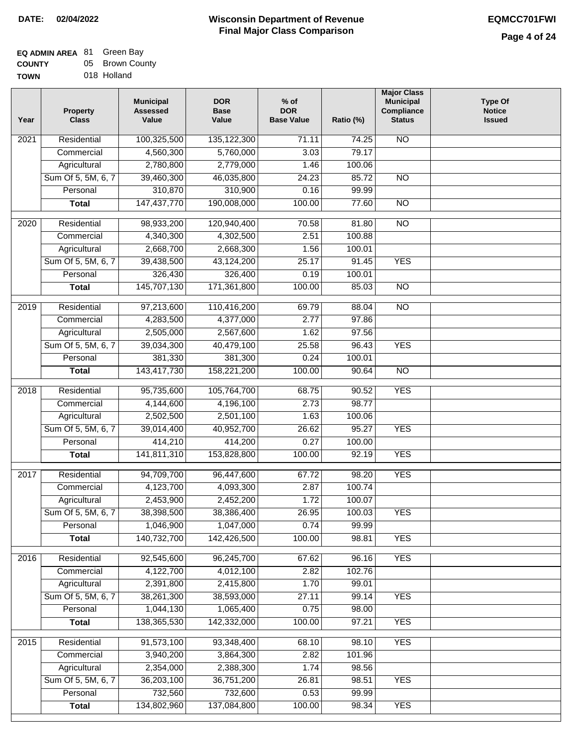**DATE: 02/04/2022**

# Wisconsin Department of Revenue
## Final Major Class Comparison

**EQMCC701FWI**

**EQ ADMIN AREA** 81 Green Bay
**COUNTY** 05 Brown County
**TOWN** 018 Holland

| Year | Property Class | Municipal Assessed Value | DOR Base Value | % of DOR Base Value | Ratio (%) | Major Class Municipal Compliance Status | Type Of Notice Issued |
|---|---|---|---|---|---|---|---|
| 2021 | Residential | 100,325,500 | 135,122,300 | 71.11 | 74.25 | NO | |
| | Commercial | 4,560,300 | 5,760,000 | 3.03 | 79.17 | | |
| | Agricultural | 2,780,800 | 2,779,000 | 1.46 | 100.06 | | |
| | Sum Of 5, 5M, 6, 7 | 39,460,300 | 46,035,800 | 24.23 | 85.72 | NO | |
| | Personal | 310,870 | 310,900 | 0.16 | 99.99 | | |
| | **Total** | 147,437,770 | 190,008,000 | 100.00 | 77.60 | NO | |
| 2020 | Residential | 98,933,200 | 120,940,400 | 70.58 | 81.80 | NO | |
| | Commercial | 4,340,300 | 4,302,500 | 2.51 | 100.88 | | |
| | Agricultural | 2,668,700 | 2,668,300 | 1.56 | 100.01 | | |
| | Sum Of 5, 5M, 6, 7 | 39,438,500 | 43,124,200 | 25.17 | 91.45 | YES | |
| | Personal | 326,430 | 326,400 | 0.19 | 100.01 | | |
| | **Total** | 145,707,130 | 171,361,800 | 100.00 | 85.03 | NO | |
| 2019 | Residential | 97,213,600 | 110,416,200 | 69.79 | 88.04 | NO | |
| | Commercial | 4,283,500 | 4,377,000 | 2.77 | 97.86 | | |
| | Agricultural | 2,505,000 | 2,567,600 | 1.62 | 97.56 | | |
| | Sum Of 5, 5M, 6, 7 | 39,034,300 | 40,479,100 | 25.58 | 96.43 | YES | |
| | Personal | 381,330 | 381,300 | 0.24 | 100.01 | | |
| | **Total** | 143,417,730 | 158,221,200 | 100.00 | 90.64 | NO | |
| 2018 | Residential | 95,735,600 | 105,764,700 | 68.75 | 90.52 | YES | |
| | Commercial | 4,144,600 | 4,196,100 | 2.73 | 98.77 | | |
| | Agricultural | 2,502,500 | 2,501,100 | 1.63 | 100.06 | | |
| | Sum Of 5, 5M, 6, 7 | 39,014,400 | 40,952,700 | 26.62 | 95.27 | YES | |
| | Personal | 414,210 | 414,200 | 0.27 | 100.00 | | |
| | **Total** | 141,811,310 | 153,828,800 | 100.00 | 92.19 | YES | |
| 2017 | Residential | 94,709,700 | 96,447,600 | 67.72 | 98.20 | YES | |
| | Commercial | 4,123,700 | 4,093,300 | 2.87 | 100.74 | | |
| | Agricultural | 2,453,900 | 2,452,200 | 1.72 | 100.07 | | |
| | Sum Of 5, 5M, 6, 7 | 38,398,500 | 38,386,400 | 26.95 | 100.03 | YES | |
| | Personal | 1,046,900 | 1,047,000 | 0.74 | 99.99 | | |
| | **Total** | 140,732,700 | 142,426,500 | 100.00 | 98.81 | YES | |
| 2016 | Residential | 92,545,600 | 96,245,700 | 67.62 | 96.16 | YES | |
| | Commercial | 4,122,700 | 4,012,100 | 2.82 | 102.76 | | |
| | Agricultural | 2,391,800 | 2,415,800 | 1.70 | 99.01 | | |
| | Sum Of 5, 5M, 6, 7 | 38,261,300 | 38,593,000 | 27.11 | 99.14 | YES | |
| | Personal | 1,044,130 | 1,065,400 | 0.75 | 98.00 | | |
| | **Total** | 138,365,530 | 142,332,000 | 100.00 | 97.21 | YES | |
| 2015 | Residential | 91,573,100 | 93,348,400 | 68.10 | 98.10 | YES | |
| | Commercial | 3,940,200 | 3,864,300 | 2.82 | 101.96 | | |
| | Agricultural | 2,354,000 | 2,388,300 | 1.74 | 98.56 | | |
| | Sum Of 5, 5M, 6, 7 | 36,203,100 | 36,751,200 | 26.81 | 98.51 | YES | |
| | Personal | 732,560 | 732,600 | 0.53 | 99.99 | | |
| | **Total** | 134,802,960 | 137,084,800 | 100.00 | 98.34 | YES | |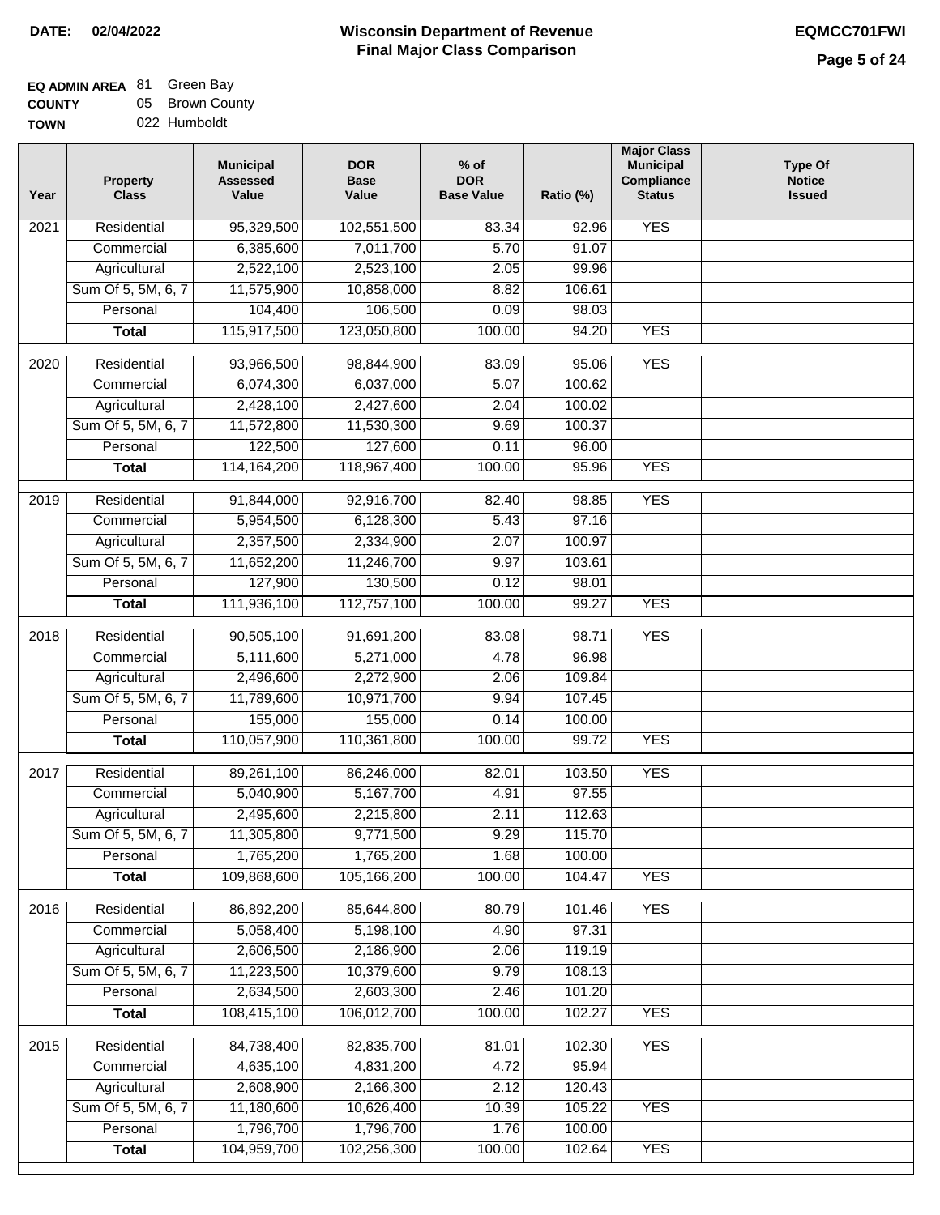**DATE:** 02/04/2022

# Wisconsin Department of Revenue
## Final Major Class Comparison

**EQMCC701FWI**

**EQ ADMIN AREA** 81 Green Bay
**COUNTY** 05 Brown County
**TOWN** 022 Humboldt

| Year | Property Class | Municipal Assessed Value | DOR Base Value | % of DOR Base Value | Ratio (%) | Major Class Municipal Compliance Status | Type Of Notice Issued |
|---|---|---|---|---|---|---|---|
| 2021 | Residential | 95,329,500 | 102,551,500 | 83.34 | 92.96 | YES | |
| | Commercial | 6,385,600 | 7,011,700 | 5.70 | 91.07 | | |
| | Agricultural | 2,522,100 | 2,523,100 | 2.05 | 99.96 | | |
| | Sum Of 5, 5M, 6, 7 | 11,575,900 | 10,858,000 | 8.82 | 106.61 | | |
| | Personal | 104,400 | 106,500 | 0.09 | 98.03 | | |
| | **Total** | 115,917,500 | 123,050,800 | 100.00 | 94.20 | YES | |
| 2020 | Residential | 93,966,500 | 98,844,900 | 83.09 | 95.06 | YES | |
| | Commercial | 6,074,300 | 6,037,000 | 5.07 | 100.62 | | |
| | Agricultural | 2,428,100 | 2,427,600 | 2.04 | 100.02 | | |
| | Sum Of 5, 5M, 6, 7 | 11,572,800 | 11,530,300 | 9.69 | 100.37 | | |
| | Personal | 122,500 | 127,600 | 0.11 | 96.00 | | |
| | **Total** | 114,164,200 | 118,967,400 | 100.00 | 95.96 | YES | |
| 2019 | Residential | 91,844,000 | 92,916,700 | 82.40 | 98.85 | YES | |
| | Commercial | 5,954,500 | 6,128,300 | 5.43 | 97.16 | | |
| | Agricultural | 2,357,500 | 2,334,900 | 2.07 | 100.97 | | |
| | Sum Of 5, 5M, 6, 7 | 11,652,200 | 11,246,700 | 9.97 | 103.61 | | |
| | Personal | 127,900 | 130,500 | 0.12 | 98.01 | | |
| | **Total** | 111,936,100 | 112,757,100 | 100.00 | 99.27 | YES | |
| 2018 | Residential | 90,505,100 | 91,691,200 | 83.08 | 98.71 | YES | |
| | Commercial | 5,111,600 | 5,271,000 | 4.78 | 96.98 | | |
| | Agricultural | 2,496,600 | 2,272,900 | 2.06 | 109.84 | | |
| | Sum Of 5, 5M, 6, 7 | 11,789,600 | 10,971,700 | 9.94 | 107.45 | | |
| | Personal | 155,000 | 155,000 | 0.14 | 100.00 | | |
| | **Total** | 110,057,900 | 110,361,800 | 100.00 | 99.72 | YES | |
| 2017 | Residential | 89,261,100 | 86,246,000 | 82.01 | 103.50 | YES | |
| | Commercial | 5,040,900 | 5,167,700 | 4.91 | 97.55 | | |
| | Agricultural | 2,495,600 | 2,215,800 | 2.11 | 112.63 | | |
| | Sum Of 5, 5M, 6, 7 | 11,305,800 | 9,771,500 | 9.29 | 115.70 | | |
| | Personal | 1,765,200 | 1,765,200 | 1.68 | 100.00 | | |
| | **Total** | 109,868,600 | 105,166,200 | 100.00 | 104.47 | YES | |
| 2016 | Residential | 86,892,200 | 85,644,800 | 80.79 | 101.46 | YES | |
| | Commercial | 5,058,400 | 5,198,100 | 4.90 | 97.31 | | |
| | Agricultural | 2,606,500 | 2,186,900 | 2.06 | 119.19 | | |
| | Sum Of 5, 5M, 6, 7 | 11,223,500 | 10,379,600 | 9.79 | 108.13 | | |
| | Personal | 2,634,500 | 2,603,300 | 2.46 | 101.20 | | |
| | **Total** | 108,415,100 | 106,012,700 | 100.00 | 102.27 | YES | |
| 2015 | Residential | 84,738,400 | 82,835,700 | 81.01 | 102.30 | YES | |
| | Commercial | 4,635,100 | 4,831,200 | 4.72 | 95.94 | | |
| | Agricultural | 2,608,900 | 2,166,300 | 2.12 | 120.43 | | |
| | Sum Of 5, 5M, 6, 7 | 11,180,600 | 10,626,400 | 10.39 | 105.22 | YES | |
| | Personal | 1,796,700 | 1,796,700 | 1.76 | 100.00 | | |
| | **Total** | 104,959,700 | 102,256,300 | 100.00 | 102.64 | YES | |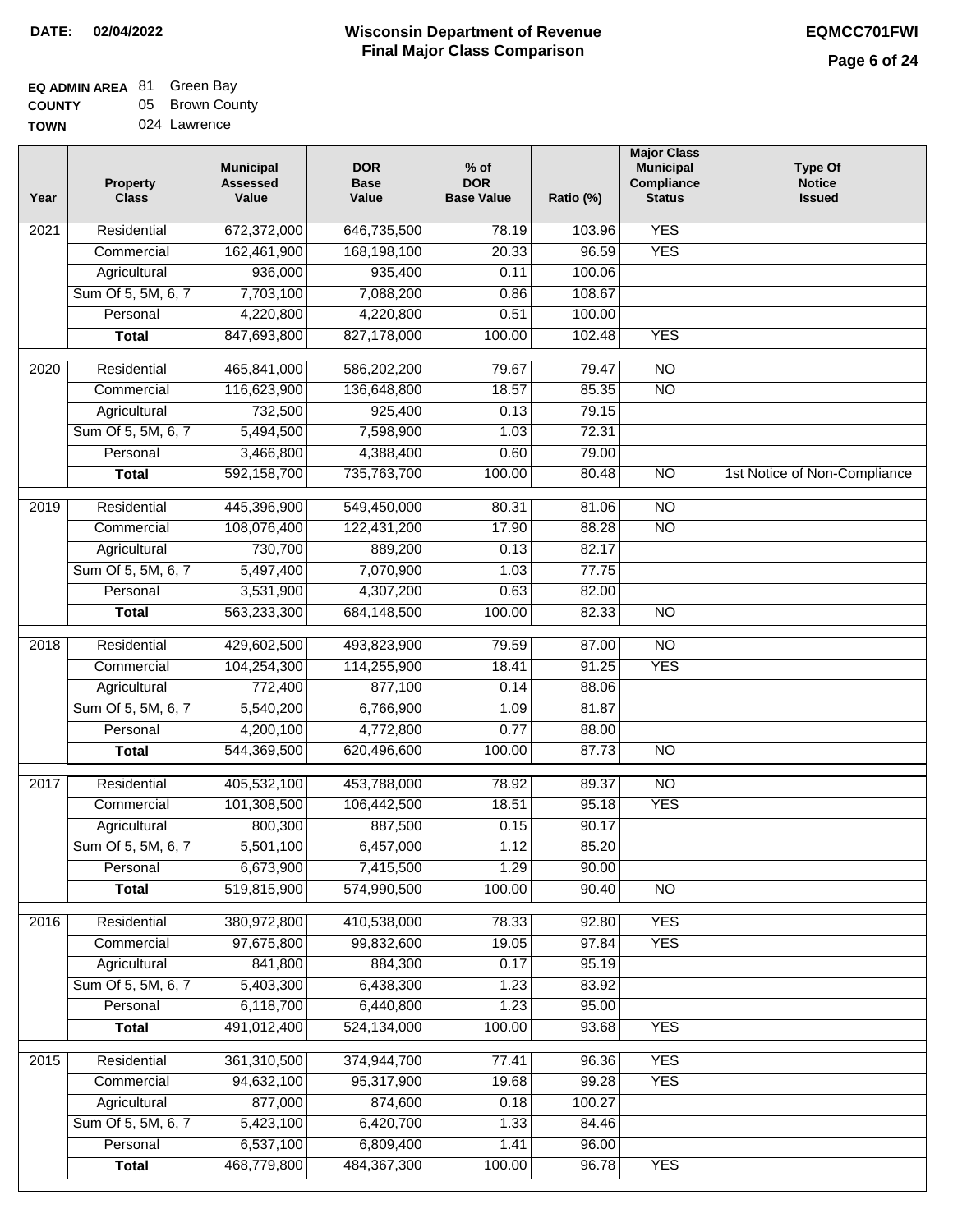**DATE: 02/04/2022**

# Wisconsin Department of Revenue
## Final Major Class Comparison

**EQMCC701FWI**

**EQ ADMIN AREA** 81 Green Bay
**COUNTY** 05 Brown County
**TOWN** 024 Lawrence

| Year | Property Class | Municipal Assessed Value | DOR Base Value | % of DOR Base Value | Ratio (%) | Major Class Municipal Compliance Status | Type Of Notice Issued |
|---|---|---|---|---|---|---|---|
| 2021 | Residential | 672,372,000 | 646,735,500 | 78.19 | 103.96 | YES | |
| | Commercial | 162,461,900 | 168,198,100 | 20.33 | 96.59 | YES | |
| | Agricultural | 936,000 | 935,400 | 0.11 | 100.06 | | |
| | Sum Of 5, 5M, 6, 7 | 7,703,100 | 7,088,200 | 0.86 | 108.67 | | |
| | Personal | 4,220,800 | 4,220,800 | 0.51 | 100.00 | | |
| | **Total** | 847,693,800 | 827,178,000 | 100.00 | 102.48 | YES | |
| 2020 | Residential | 465,841,000 | 586,202,200 | 79.67 | 79.47 | NO | |
| | Commercial | 116,623,900 | 136,648,800 | 18.57 | 85.35 | NO | |
| | Agricultural | 732,500 | 925,400 | 0.13 | 79.15 | | |
| | Sum Of 5, 5M, 6, 7 | 5,494,500 | 7,598,900 | 1.03 | 72.31 | | |
| | Personal | 3,466,800 | 4,388,400 | 0.60 | 79.00 | | |
| | **Total** | 592,158,700 | 735,763,700 | 100.00 | 80.48 | NO | 1st Notice of Non-Compliance |
| 2019 | Residential | 445,396,900 | 549,450,000 | 80.31 | 81.06 | NO | |
| | Commercial | 108,076,400 | 122,431,200 | 17.90 | 88.28 | NO | |
| | Agricultural | 730,700 | 889,200 | 0.13 | 82.17 | | |
| | Sum Of 5, 5M, 6, 7 | 5,497,400 | 7,070,900 | 1.03 | 77.75 | | |
| | Personal | 3,531,900 | 4,307,200 | 0.63 | 82.00 | | |
| | **Total** | 563,233,300 | 684,148,500 | 100.00 | 82.33 | NO | |
| 2018 | Residential | 429,602,500 | 493,823,900 | 79.59 | 87.00 | NO | |
| | Commercial | 104,254,300 | 114,255,900 | 18.41 | 91.25 | YES | |
| | Agricultural | 772,400 | 877,100 | 0.14 | 88.06 | | |
| | Sum Of 5, 5M, 6, 7 | 5,540,200 | 6,766,900 | 1.09 | 81.87 | | |
| | Personal | 4,200,100 | 4,772,800 | 0.77 | 88.00 | | |
| | **Total** | 544,369,500 | 620,496,600 | 100.00 | 87.73 | NO | |
| 2017 | Residential | 405,532,100 | 453,788,000 | 78.92 | 89.37 | NO | |
| | Commercial | 101,308,500 | 106,442,500 | 18.51 | 95.18 | YES | |
| | Agricultural | 800,300 | 887,500 | 0.15 | 90.17 | | |
| | Sum Of 5, 5M, 6, 7 | 5,501,100 | 6,457,000 | 1.12 | 85.20 | | |
| | Personal | 6,673,900 | 7,415,500 | 1.29 | 90.00 | | |
| | **Total** | 519,815,900 | 574,990,500 | 100.00 | 90.40 | NO | |
| 2016 | Residential | 380,972,800 | 410,538,000 | 78.33 | 92.80 | YES | |
| | Commercial | 97,675,800 | 99,832,600 | 19.05 | 97.84 | YES | |
| | Agricultural | 841,800 | 884,300 | 0.17 | 95.19 | | |
| | Sum Of 5, 5M, 6, 7 | 5,403,300 | 6,438,300 | 1.23 | 83.92 | | |
| | Personal | 6,118,700 | 6,440,800 | 1.23 | 95.00 | | |
| | **Total** | 491,012,400 | 524,134,000 | 100.00 | 93.68 | YES | |
| 2015 | Residential | 361,310,500 | 374,944,700 | 77.41 | 96.36 | YES | |
| | Commercial | 94,632,100 | 95,317,900 | 19.68 | 99.28 | YES | |
| | Agricultural | 877,000 | 874,600 | 0.18 | 100.27 | | |
| | Sum Of 5, 5M, 6, 7 | 5,423,100 | 6,420,700 | 1.33 | 84.46 | | |
| | Personal | 6,537,100 | 6,809,400 | 1.41 | 96.00 | | |
| | **Total** | 468,779,800 | 484,367,300 | 100.00 | 96.78 | YES | |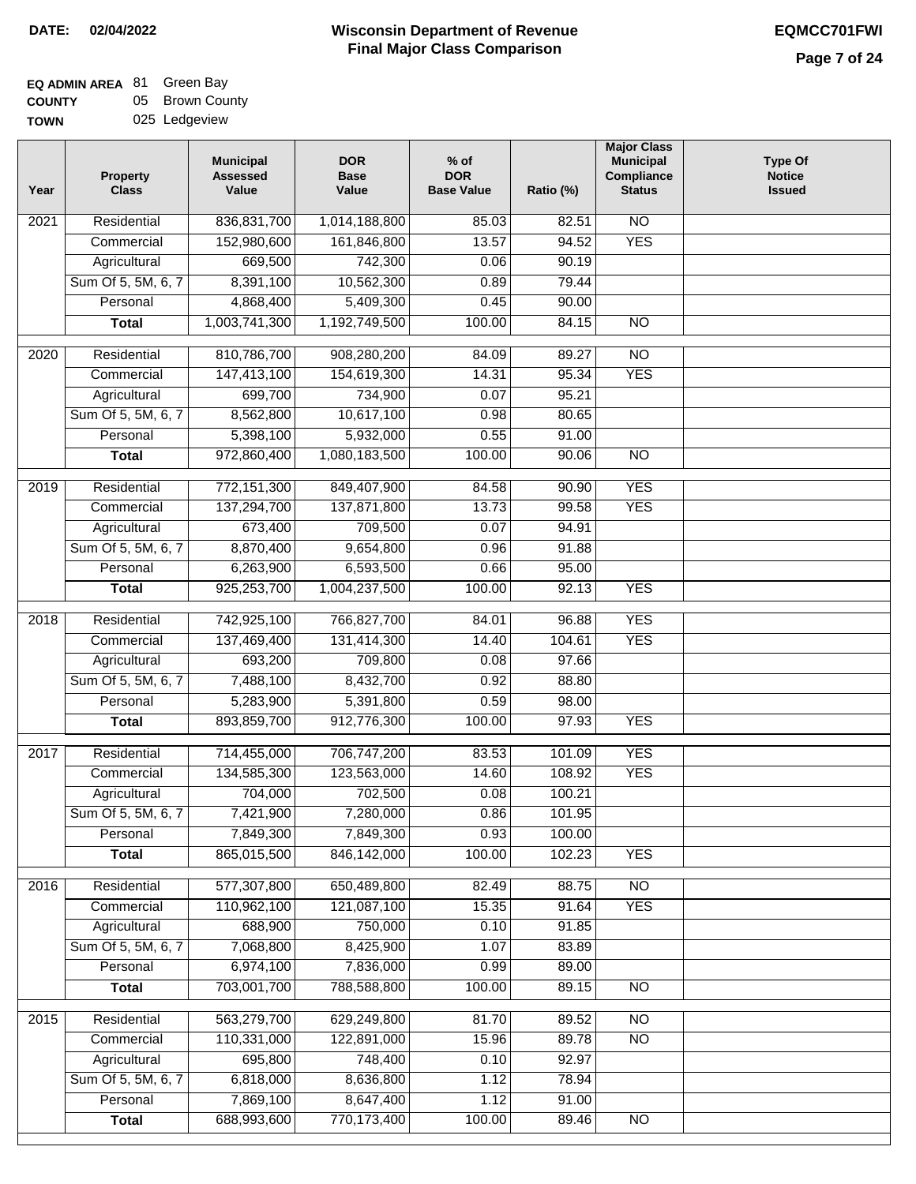**DATE: 02/04/2022**

# Wisconsin Department of Revenue
## Final Major Class Comparison

**EQMCC701FWI**

**EQ ADMIN AREA** 81 Green Bay
**COUNTY** 05 Brown County
**TOWN** 025 Ledgeview

| Year | Property Class | Municipal Assessed Value | DOR Base Value | % of DOR Base Value | Ratio (%) | Major Class Municipal Compliance Status | Type Of Notice Issued |
|---|---|---|---|---|---|---|---|
| 2021 | Residential | 836,831,700 | 1,014,188,800 | 85.03 | 82.51 | NO | |
| | Commercial | 152,980,600 | 161,846,800 | 13.57 | 94.52 | YES | |
| | Agricultural | 669,500 | 742,300 | 0.06 | 90.19 | | |
| | Sum Of 5, 5M, 6, 7 | 8,391,100 | 10,562,300 | 0.89 | 79.44 | | |
| | Personal | 4,868,400 | 5,409,300 | 0.45 | 90.00 | | |
| | **Total** | 1,003,741,300 | 1,192,749,500 | 100.00 | 84.15 | NO | |
| 2020 | Residential | 810,786,700 | 908,280,200 | 84.09 | 89.27 | NO | |
| | Commercial | 147,413,100 | 154,619,300 | 14.31 | 95.34 | YES | |
| | Agricultural | 699,700 | 734,900 | 0.07 | 95.21 | | |
| | Sum Of 5, 5M, 6, 7 | 8,562,800 | 10,617,100 | 0.98 | 80.65 | | |
| | Personal | 5,398,100 | 5,932,000 | 0.55 | 91.00 | | |
| | **Total** | 972,860,400 | 1,080,183,500 | 100.00 | 90.06 | NO | |
| 2019 | Residential | 772,151,300 | 849,407,900 | 84.58 | 90.90 | YES | |
| | Commercial | 137,294,700 | 137,871,800 | 13.73 | 99.58 | YES | |
| | Agricultural | 673,400 | 709,500 | 0.07 | 94.91 | | |
| | Sum Of 5, 5M, 6, 7 | 8,870,400 | 9,654,800 | 0.96 | 91.88 | | |
| | Personal | 6,263,900 | 6,593,500 | 0.66 | 95.00 | | |
| | **Total** | 925,253,700 | 1,004,237,500 | 100.00 | 92.13 | YES | |
| 2018 | Residential | 742,925,100 | 766,827,700 | 84.01 | 96.88 | YES | |
| | Commercial | 137,469,400 | 131,414,300 | 14.40 | 104.61 | YES | |
| | Agricultural | 693,200 | 709,800 | 0.08 | 97.66 | | |
| | Sum Of 5, 5M, 6, 7 | 7,488,100 | 8,432,700 | 0.92 | 88.80 | | |
| | Personal | 5,283,900 | 5,391,800 | 0.59 | 98.00 | | |
| | **Total** | 893,859,700 | 912,776,300 | 100.00 | 97.93 | YES | |
| 2017 | Residential | 714,455,000 | 706,747,200 | 83.53 | 101.09 | YES | |
| | Commercial | 134,585,300 | 123,563,000 | 14.60 | 108.92 | YES | |
| | Agricultural | 704,000 | 702,500 | 0.08 | 100.21 | | |
| | Sum Of 5, 5M, 6, 7 | 7,421,900 | 7,280,000 | 0.86 | 101.95 | | |
| | Personal | 7,849,300 | 7,849,300 | 0.93 | 100.00 | | |
| | **Total** | 865,015,500 | 846,142,000 | 100.00 | 102.23 | YES | |
| 2016 | Residential | 577,307,800 | 650,489,800 | 82.49 | 88.75 | NO | |
| | Commercial | 110,962,100 | 121,087,100 | 15.35 | 91.64 | YES | |
| | Agricultural | 688,900 | 750,000 | 0.10 | 91.85 | | |
| | Sum Of 5, 5M, 6, 7 | 7,068,800 | 8,425,900 | 1.07 | 83.89 | | |
| | Personal | 6,974,100 | 7,836,000 | 0.99 | 89.00 | | |
| | **Total** | 703,001,700 | 788,588,800 | 100.00 | 89.15 | NO | |
| 2015 | Residential | 563,279,700 | 629,249,800 | 81.70 | 89.52 | NO | |
| | Commercial | 110,331,000 | 122,891,000 | 15.96 | 89.78 | NO | |
| | Agricultural | 695,800 | 748,400 | 0.10 | 92.97 | | |
| | Sum Of 5, 5M, 6, 7 | 6,818,000 | 8,636,800 | 1.12 | 78.94 | | |
| | Personal | 7,869,100 | 8,647,400 | 1.12 | 91.00 | | |
| | **Total** | 688,993,600 | 770,173,400 | 100.00 | 89.46 | NO | |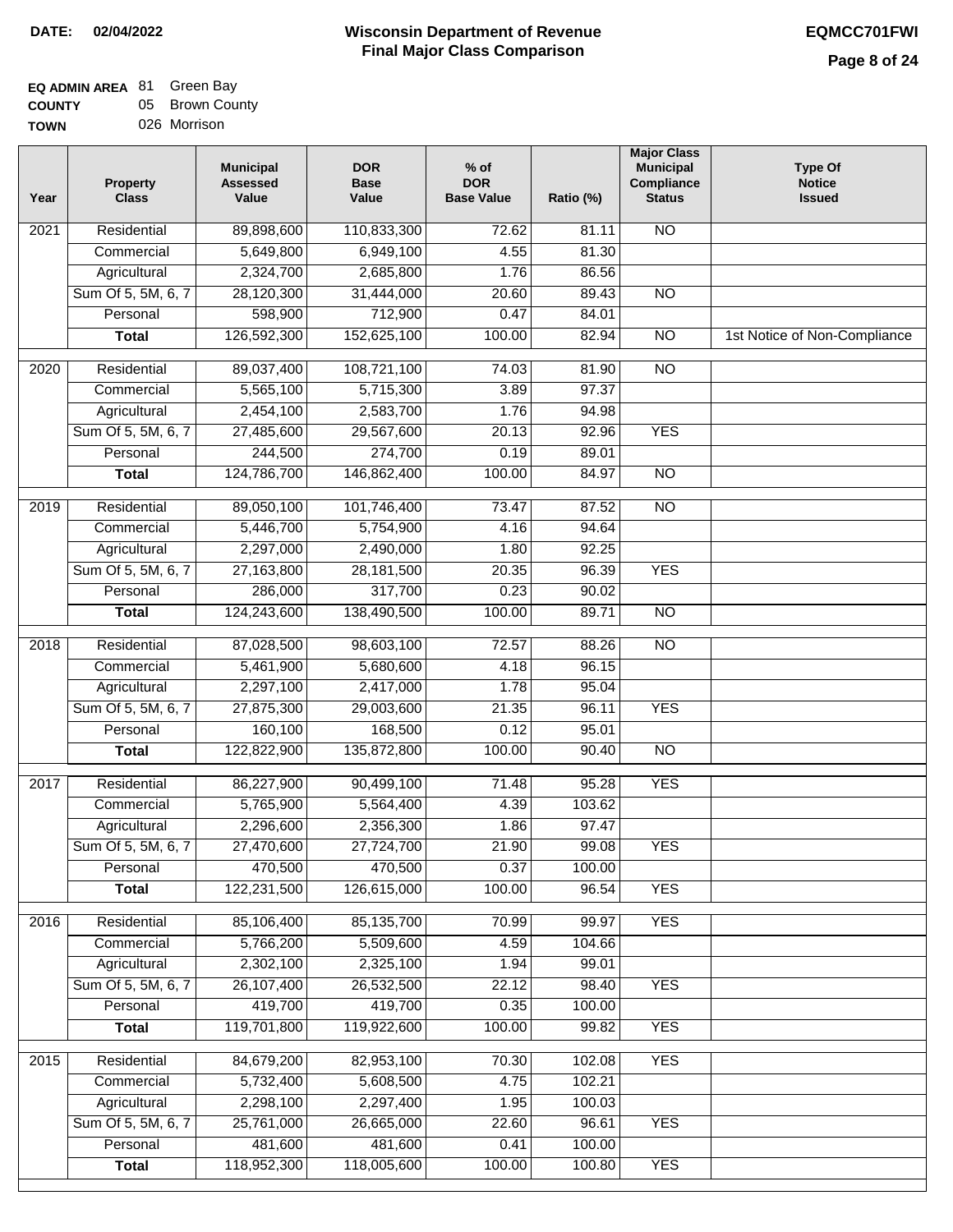**DATE:** 02/04/2022

# Wisconsin Department of Revenue
## Final Major Class Comparison

**EQMCC701FWI**

**EQ ADMIN AREA** 81 Green Bay
**COUNTY** 05 Brown County
**TOWN** 026 Morrison

| Year | Property Class | Municipal Assessed Value | DOR Base Value | % of DOR Base Value | Ratio (%) | Major Class Municipal Compliance Status | Type Of Notice Issued |
|---|---|---|---|---|---|---|---|
| 2021 | Residential | 89,898,600 | 110,833,300 | 72.62 | 81.11 | NO | |
| | Commercial | 5,649,800 | 6,949,100 | 4.55 | 81.30 | | |
| | Agricultural | 2,324,700 | 2,685,800 | 1.76 | 86.56 | | |
| | Sum Of 5, 5M, 6, 7 | 28,120,300 | 31,444,000 | 20.60 | 89.43 | NO | |
| | Personal | 598,900 | 712,900 | 0.47 | 84.01 | | |
| | **Total** | 126,592,300 | 152,625,100 | 100.00 | 82.94 | NO | 1st Notice of Non-Compliance |
| 2020 | Residential | 89,037,400 | 108,721,100 | 74.03 | 81.90 | NO | |
| | Commercial | 5,565,100 | 5,715,300 | 3.89 | 97.37 | | |
| | Agricultural | 2,454,100 | 2,583,700 | 1.76 | 94.98 | | |
| | Sum Of 5, 5M, 6, 7 | 27,485,600 | 29,567,600 | 20.13 | 92.96 | YES | |
| | Personal | 244,500 | 274,700 | 0.19 | 89.01 | | |
| | **Total** | 124,786,700 | 146,862,400 | 100.00 | 84.97 | NO | |
| 2019 | Residential | 89,050,100 | 101,746,400 | 73.47 | 87.52 | NO | |
| | Commercial | 5,446,700 | 5,754,900 | 4.16 | 94.64 | | |
| | Agricultural | 2,297,000 | 2,490,000 | 1.80 | 92.25 | | |
| | Sum Of 5, 5M, 6, 7 | 27,163,800 | 28,181,500 | 20.35 | 96.39 | YES | |
| | Personal | 286,000 | 317,700 | 0.23 | 90.02 | | |
| | **Total** | 124,243,600 | 138,490,500 | 100.00 | 89.71 | NO | |
| 2018 | Residential | 87,028,500 | 98,603,100 | 72.57 | 88.26 | NO | |
| | Commercial | 5,461,900 | 5,680,600 | 4.18 | 96.15 | | |
| | Agricultural | 2,297,100 | 2,417,000 | 1.78 | 95.04 | | |
| | Sum Of 5, 5M, 6, 7 | 27,875,300 | 29,003,600 | 21.35 | 96.11 | YES | |
| | Personal | 160,100 | 168,500 | 0.12 | 95.01 | | |
| | **Total** | 122,822,900 | 135,872,800 | 100.00 | 90.40 | NO | |
| 2017 | Residential | 86,227,900 | 90,499,100 | 71.48 | 95.28 | YES | |
| | Commercial | 5,765,900 | 5,564,400 | 4.39 | 103.62 | | |
| | Agricultural | 2,296,600 | 2,356,300 | 1.86 | 97.47 | | |
| | Sum Of 5, 5M, 6, 7 | 27,470,600 | 27,724,700 | 21.90 | 99.08 | YES | |
| | Personal | 470,500 | 470,500 | 0.37 | 100.00 | | |
| | **Total** | 122,231,500 | 126,615,000 | 100.00 | 96.54 | YES | |
| 2016 | Residential | 85,106,400 | 85,135,700 | 70.99 | 99.97 | YES | |
| | Commercial | 5,766,200 | 5,509,600 | 4.59 | 104.66 | | |
| | Agricultural | 2,302,100 | 2,325,100 | 1.94 | 99.01 | | |
| | Sum Of 5, 5M, 6, 7 | 26,107,400 | 26,532,500 | 22.12 | 98.40 | YES | |
| | Personal | 419,700 | 419,700 | 0.35 | 100.00 | | |
| | **Total** | 119,701,800 | 119,922,600 | 100.00 | 99.82 | YES | |
| 2015 | Residential | 84,679,200 | 82,953,100 | 70.30 | 102.08 | YES | |
| | Commercial | 5,732,400 | 5,608,500 | 4.75 | 102.21 | | |
| | Agricultural | 2,298,100 | 2,297,400 | 1.95 | 100.03 | | |
| | Sum Of 5, 5M, 6, 7 | 25,761,000 | 26,665,000 | 22.60 | 96.61 | YES | |
| | Personal | 481,600 | 481,600 | 0.41 | 100.00 | | |
| | **Total** | 118,952,300 | 118,005,600 | 100.00 | 100.80 | YES | |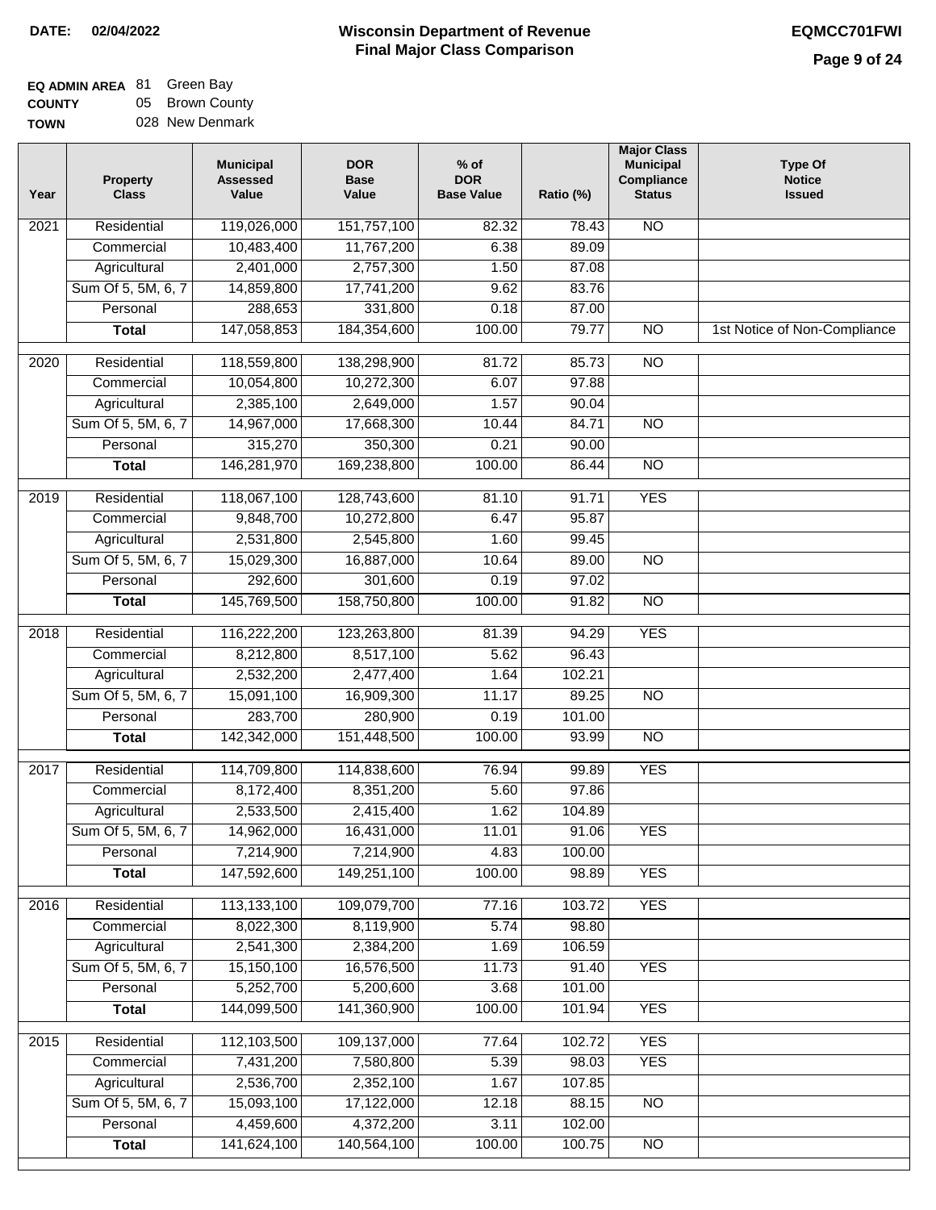**DATE: 02/04/2022**

# Wisconsin Department of Revenue
## Final Major Class Comparison

**EQMCC701FWI**

**EQ ADMIN AREA** 81 Green Bay
**COUNTY** 05 Brown County
**TOWN** 028 New Denmark

| Year | Property Class | Municipal Assessed Value | DOR Base Value | % of DOR Base Value | Ratio (%) | Major Class Municipal Compliance Status | Type Of Notice Issued |
|---|---|---|---|---|---|---|---|
| 2021 | Residential | 119,026,000 | 151,757,100 | 82.32 | 78.43 | NO | |
| | Commercial | 10,483,400 | 11,767,200 | 6.38 | 89.09 | | |
| | Agricultural | 2,401,000 | 2,757,300 | 1.50 | 87.08 | | |
| | Sum Of 5, 5M, 6, 7 | 14,859,800 | 17,741,200 | 9.62 | 83.76 | | |
| | Personal | 288,653 | 331,800 | 0.18 | 87.00 | | |
| | **Total** | 147,058,853 | 184,354,600 | 100.00 | 79.77 | NO | 1st Notice of Non-Compliance |
| 2020 | Residential | 118,559,800 | 138,298,900 | 81.72 | 85.73 | NO | |
| | Commercial | 10,054,800 | 10,272,300 | 6.07 | 97.88 | | |
| | Agricultural | 2,385,100 | 2,649,000 | 1.57 | 90.04 | | |
| | Sum Of 5, 5M, 6, 7 | 14,967,000 | 17,668,300 | 10.44 | 84.71 | NO | |
| | Personal | 315,270 | 350,300 | 0.21 | 90.00 | | |
| | **Total** | 146,281,970 | 169,238,800 | 100.00 | 86.44 | NO | |
| 2019 | Residential | 118,067,100 | 128,743,600 | 81.10 | 91.71 | YES | |
| | Commercial | 9,848,700 | 10,272,800 | 6.47 | 95.87 | | |
| | Agricultural | 2,531,800 | 2,545,800 | 1.60 | 99.45 | | |
| | Sum Of 5, 5M, 6, 7 | 15,029,300 | 16,887,000 | 10.64 | 89.00 | NO | |
| | Personal | 292,600 | 301,600 | 0.19 | 97.02 | | |
| | **Total** | 145,769,500 | 158,750,800 | 100.00 | 91.82 | NO | |
| 2018 | Residential | 116,222,200 | 123,263,800 | 81.39 | 94.29 | YES | |
| | Commercial | 8,212,800 | 8,517,100 | 5.62 | 96.43 | | |
| | Agricultural | 2,532,200 | 2,477,400 | 1.64 | 102.21 | | |
| | Sum Of 5, 5M, 6, 7 | 15,091,100 | 16,909,300 | 11.17 | 89.25 | NO | |
| | Personal | 283,700 | 280,900 | 0.19 | 101.00 | | |
| | **Total** | 142,342,000 | 151,448,500 | 100.00 | 93.99 | NO | |
| 2017 | Residential | 114,709,800 | 114,838,600 | 76.94 | 99.89 | YES | |
| | Commercial | 8,172,400 | 8,351,200 | 5.60 | 97.86 | | |
| | Agricultural | 2,533,500 | 2,415,400 | 1.62 | 104.89 | | |
| | Sum Of 5, 5M, 6, 7 | 14,962,000 | 16,431,000 | 11.01 | 91.06 | YES | |
| | Personal | 7,214,900 | 7,214,900 | 4.83 | 100.00 | | |
| | **Total** | 147,592,600 | 149,251,100 | 100.00 | 98.89 | YES | |
| 2016 | Residential | 113,133,100 | 109,079,700 | 77.16 | 103.72 | YES | |
| | Commercial | 8,022,300 | 8,119,900 | 5.74 | 98.80 | | |
| | Agricultural | 2,541,300 | 2,384,200 | 1.69 | 106.59 | | |
| | Sum Of 5, 5M, 6, 7 | 15,150,100 | 16,576,500 | 11.73 | 91.40 | YES | |
| | Personal | 5,252,700 | 5,200,600 | 3.68 | 101.00 | | |
| | **Total** | 144,099,500 | 141,360,900 | 100.00 | 101.94 | YES | |
| 2015 | Residential | 112,103,500 | 109,137,000 | 77.64 | 102.72 | YES | |
| | Commercial | 7,431,200 | 7,580,800 | 5.39 | 98.03 | YES | |
| | Agricultural | 2,536,700 | 2,352,100 | 1.67 | 107.85 | | |
| | Sum Of 5, 5M, 6, 7 | 15,093,100 | 17,122,000 | 12.18 | 88.15 | NO | |
| | Personal | 4,459,600 | 4,372,200 | 3.11 | 102.00 | | |
| | **Total** | 141,624,100 | 140,564,100 | 100.00 | 100.75 | NO | |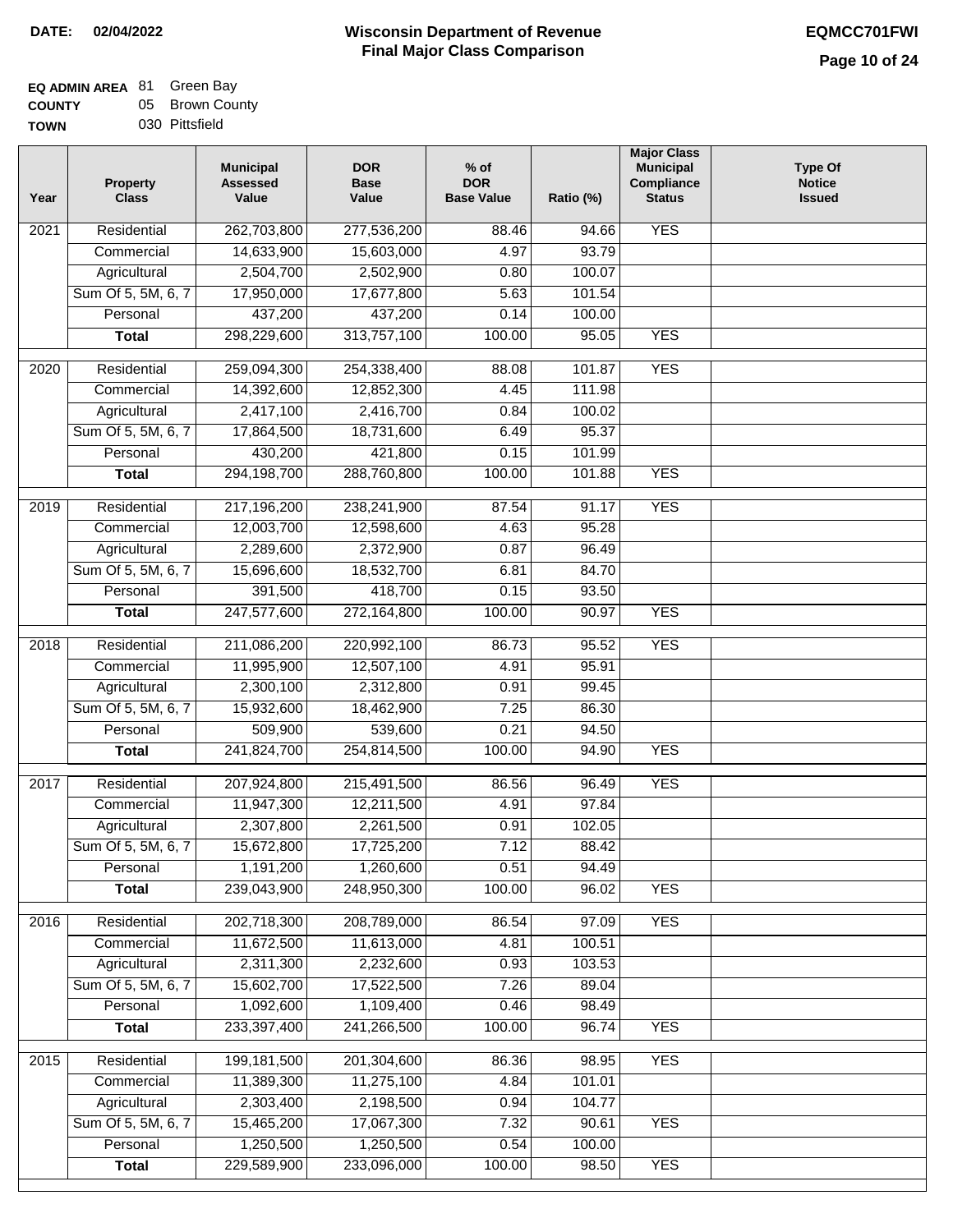**DATE: 02/04/2022**

# Wisconsin Department of Revenue
## Final Major Class Comparison

**EQMCC701FWI**

**EQ ADMIN AREA** 81 Green Bay
**COUNTY** 05 Brown County
**TOWN** 030 Pittsfield

| Year | Property Class | Municipal Assessed Value | DOR Base Value | % of DOR Base Value | Ratio (%) | Major Class Municipal Compliance Status | Type Of Notice Issued |
|---|---|---|---|---|---|---|---|
| 2021 | Residential | 262,703,800 | 277,536,200 | 88.46 | 94.66 | YES | |
| | Commercial | 14,633,900 | 15,603,000 | 4.97 | 93.79 | | |
| | Agricultural | 2,504,700 | 2,502,900 | 0.80 | 100.07 | | |
| | Sum Of 5, 5M, 6, 7 | 17,950,000 | 17,677,800 | 5.63 | 101.54 | | |
| | Personal | 437,200 | 437,200 | 0.14 | 100.00 | | |
| | **Total** | 298,229,600 | 313,757,100 | 100.00 | 95.05 | YES | |
| 2020 | Residential | 259,094,300 | 254,338,400 | 88.08 | 101.87 | YES | |
| | Commercial | 14,392,600 | 12,852,300 | 4.45 | 111.98 | | |
| | Agricultural | 2,417,100 | 2,416,700 | 0.84 | 100.02 | | |
| | Sum Of 5, 5M, 6, 7 | 17,864,500 | 18,731,600 | 6.49 | 95.37 | | |
| | Personal | 430,200 | 421,800 | 0.15 | 101.99 | | |
| | **Total** | 294,198,700 | 288,760,800 | 100.00 | 101.88 | YES | |
| 2019 | Residential | 217,196,200 | 238,241,900 | 87.54 | 91.17 | YES | |
| | Commercial | 12,003,700 | 12,598,600 | 4.63 | 95.28 | | |
| | Agricultural | 2,289,600 | 2,372,900 | 0.87 | 96.49 | | |
| | Sum Of 5, 5M, 6, 7 | 15,696,600 | 18,532,700 | 6.81 | 84.70 | | |
| | Personal | 391,500 | 418,700 | 0.15 | 93.50 | | |
| | **Total** | 247,577,600 | 272,164,800 | 100.00 | 90.97 | YES | |
| 2018 | Residential | 211,086,200 | 220,992,100 | 86.73 | 95.52 | YES | |
| | Commercial | 11,995,900 | 12,507,100 | 4.91 | 95.91 | | |
| | Agricultural | 2,300,100 | 2,312,800 | 0.91 | 99.45 | | |
| | Sum Of 5, 5M, 6, 7 | 15,932,600 | 18,462,900 | 7.25 | 86.30 | | |
| | Personal | 509,900 | 539,600 | 0.21 | 94.50 | | |
| | **Total** | 241,824,700 | 254,814,500 | 100.00 | 94.90 | YES | |
| 2017 | Residential | 207,924,800 | 215,491,500 | 86.56 | 96.49 | YES | |
| | Commercial | 11,947,300 | 12,211,500 | 4.91 | 97.84 | | |
| | Agricultural | 2,307,800 | 2,261,500 | 0.91 | 102.05 | | |
| | Sum Of 5, 5M, 6, 7 | 15,672,800 | 17,725,200 | 7.12 | 88.42 | | |
| | Personal | 1,191,200 | 1,260,600 | 0.51 | 94.49 | | |
| | **Total** | 239,043,900 | 248,950,300 | 100.00 | 96.02 | YES | |
| 2016 | Residential | 202,718,300 | 208,789,000 | 86.54 | 97.09 | YES | |
| | Commercial | 11,672,500 | 11,613,000 | 4.81 | 100.51 | | |
| | Agricultural | 2,311,300 | 2,232,600 | 0.93 | 103.53 | | |
| | Sum Of 5, 5M, 6, 7 | 15,602,700 | 17,522,500 | 7.26 | 89.04 | | |
| | Personal | 1,092,600 | 1,109,400 | 0.46 | 98.49 | | |
| | **Total** | 233,397,400 | 241,266,500 | 100.00 | 96.74 | YES | |
| 2015 | Residential | 199,181,500 | 201,304,600 | 86.36 | 98.95 | YES | |
| | Commercial | 11,389,300 | 11,275,100 | 4.84 | 101.01 | | |
| | Agricultural | 2,303,400 | 2,198,500 | 0.94 | 104.77 | | |
| | Sum Of 5, 5M, 6, 7 | 15,465,200 | 17,067,300 | 7.32 | 90.61 | YES | |
| | Personal | 1,250,500 | 1,250,500 | 0.54 | 100.00 | | |
| | **Total** | 229,589,900 | 233,096,000 | 100.00 | 98.50 | YES | |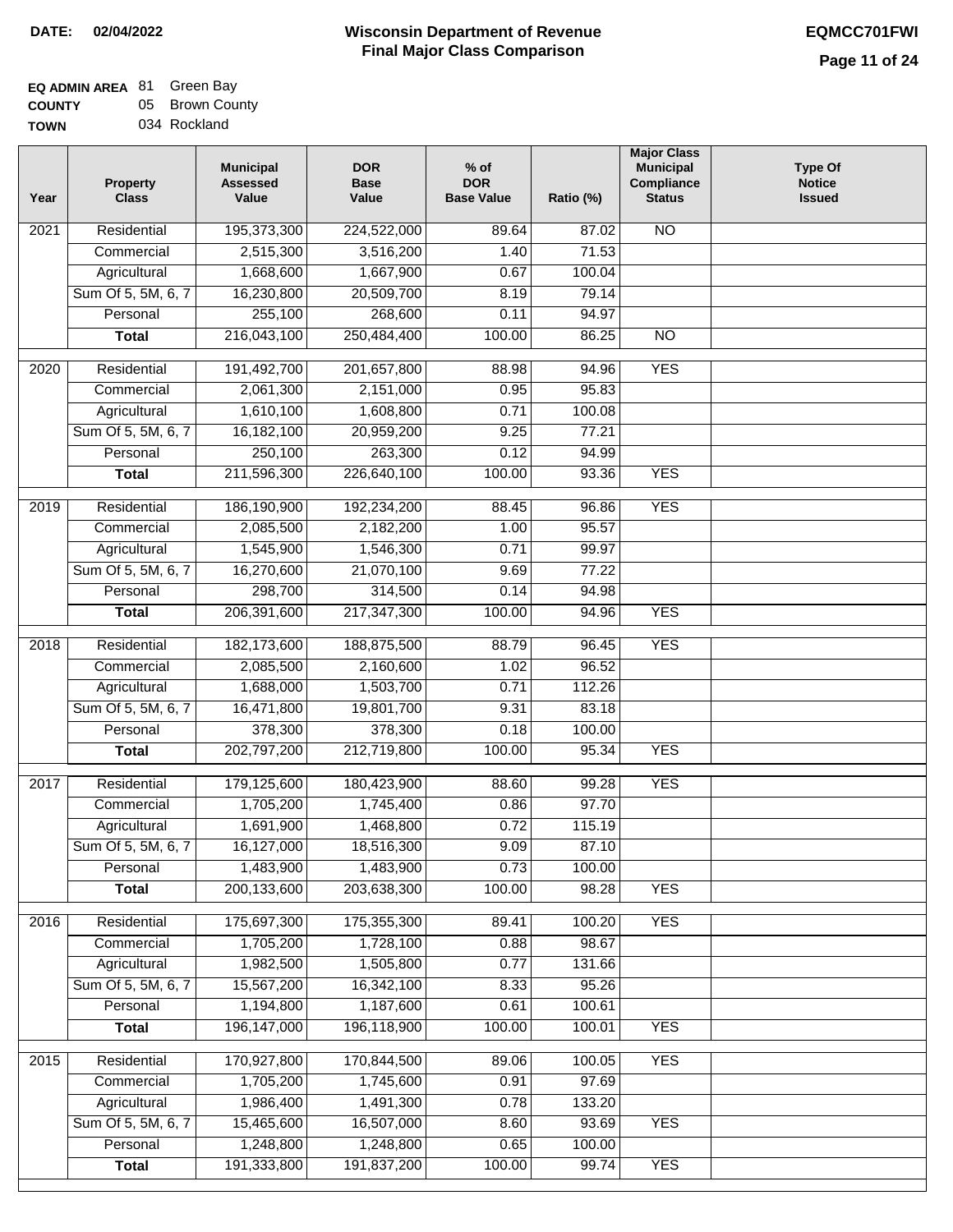# Wisconsin Department of Revenue
# Final Major Class Comparison

**DATE:** 02/04/2022

**EQMCC701FWI**

**EQ ADMIN AREA** 81 Green Bay
**COUNTY** 05 Brown County
**TOWN** 034 Rockland

| Year | Property Class | Municipal Assessed Value | DOR Base Value | % of DOR Base Value | Ratio (%) | Major Class Municipal Compliance Status | Type Of Notice Issued |
|---|---|---|---|---|---|---|---|
| 2021 | Residential | 195,373,300 | 224,522,000 | 89.64 | 87.02 | NO | |
| | Commercial | 2,515,300 | 3,516,200 | 1.40 | 71.53 | | |
| | Agricultural | 1,668,600 | 1,667,900 | 0.67 | 100.04 | | |
| | Sum Of 5, 5M, 6, 7 | 16,230,800 | 20,509,700 | 8.19 | 79.14 | | |
| | Personal | 255,100 | 268,600 | 0.11 | 94.97 | | |
| | **Total** | 216,043,100 | 250,484,400 | 100.00 | 86.25 | NO | |
| 2020 | Residential | 191,492,700 | 201,657,800 | 88.98 | 94.96 | YES | |
| | Commercial | 2,061,300 | 2,151,000 | 0.95 | 95.83 | | |
| | Agricultural | 1,610,100 | 1,608,800 | 0.71 | 100.08 | | |
| | Sum Of 5, 5M, 6, 7 | 16,182,100 | 20,959,200 | 9.25 | 77.21 | | |
| | Personal | 250,100 | 263,300 | 0.12 | 94.99 | | |
| | **Total** | 211,596,300 | 226,640,100 | 100.00 | 93.36 | YES | |
| 2019 | Residential | 186,190,900 | 192,234,200 | 88.45 | 96.86 | YES | |
| | Commercial | 2,085,500 | 2,182,200 | 1.00 | 95.57 | | |
| | Agricultural | 1,545,900 | 1,546,300 | 0.71 | 99.97 | | |
| | Sum Of 5, 5M, 6, 7 | 16,270,600 | 21,070,100 | 9.69 | 77.22 | | |
| | Personal | 298,700 | 314,500 | 0.14 | 94.98 | | |
| | **Total** | 206,391,600 | 217,347,300 | 100.00 | 94.96 | YES | |
| 2018 | Residential | 182,173,600 | 188,875,500 | 88.79 | 96.45 | YES | |
| | Commercial | 2,085,500 | 2,160,600 | 1.02 | 96.52 | | |
| | Agricultural | 1,688,000 | 1,503,700 | 0.71 | 112.26 | | |
| | Sum Of 5, 5M, 6, 7 | 16,471,800 | 19,801,700 | 9.31 | 83.18 | | |
| | Personal | 378,300 | 378,300 | 0.18 | 100.00 | | |
| | **Total** | 202,797,200 | 212,719,800 | 100.00 | 95.34 | YES | |
| 2017 | Residential | 179,125,600 | 180,423,900 | 88.60 | 99.28 | YES | |
| | Commercial | 1,705,200 | 1,745,400 | 0.86 | 97.70 | | |
| | Agricultural | 1,691,900 | 1,468,800 | 0.72 | 115.19 | | |
| | Sum Of 5, 5M, 6, 7 | 16,127,000 | 18,516,300 | 9.09 | 87.10 | | |
| | Personal | 1,483,900 | 1,483,900 | 0.73 | 100.00 | | |
| | **Total** | 200,133,600 | 203,638,300 | 100.00 | 98.28 | YES | |
| 2016 | Residential | 175,697,300 | 175,355,300 | 89.41 | 100.20 | YES | |
| | Commercial | 1,705,200 | 1,728,100 | 0.88 | 98.67 | | |
| | Agricultural | 1,982,500 | 1,505,800 | 0.77 | 131.66 | | |
| | Sum Of 5, 5M, 6, 7 | 15,567,200 | 16,342,100 | 8.33 | 95.26 | | |
| | Personal | 1,194,800 | 1,187,600 | 0.61 | 100.61 | | |
| | **Total** | 196,147,000 | 196,118,900 | 100.00 | 100.01 | YES | |
| 2015 | Residential | 170,927,800 | 170,844,500 | 89.06 | 100.05 | YES | |
| | Commercial | 1,705,200 | 1,745,600 | 0.91 | 97.69 | | |
| | Agricultural | 1,986,400 | 1,491,300 | 0.78 | 133.20 | | |
| | Sum Of 5, 5M, 6, 7 | 15,465,600 | 16,507,000 | 8.60 | 93.69 | YES | |
| | Personal | 1,248,800 | 1,248,800 | 0.65 | 100.00 | | |
| | **Total** | 191,333,800 | 191,837,200 | 100.00 | 99.74 | YES | |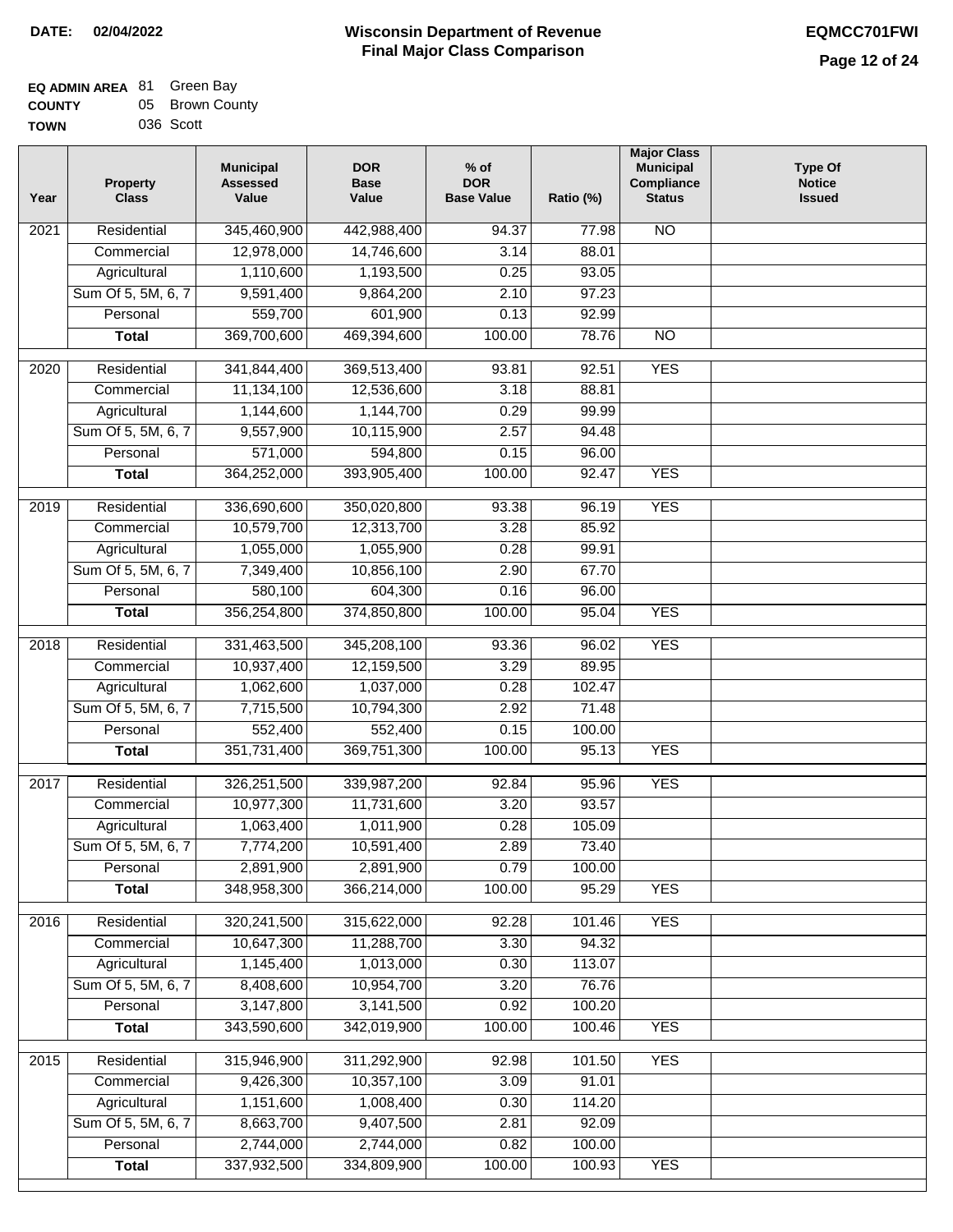**DATE:** 02/04/2022

# Wisconsin Department of Revenue
## Final Major Class Comparison

**EQMCC701FWI**

**EQ ADMIN AREA** 81 Green Bay
**COUNTY** 05 Brown County
**TOWN** 036 Scott

| Year | Property Class | Municipal Assessed Value | DOR Base Value | % of DOR Base Value | Ratio (%) | Major Class Municipal Compliance Status | Type Of Notice Issued |
|---|---|---|---|---|---|---|---|
| 2021 | Residential | 345,460,900 | 442,988,400 | 94.37 | 77.98 | NO | |
| | Commercial | 12,978,000 | 14,746,600 | 3.14 | 88.01 | | |
| | Agricultural | 1,110,600 | 1,193,500 | 0.25 | 93.05 | | |
| | Sum Of 5, 5M, 6, 7 | 9,591,400 | 9,864,200 | 2.10 | 97.23 | | |
| | Personal | 559,700 | 601,900 | 0.13 | 92.99 | | |
| | **Total** | 369,700,600 | 469,394,600 | 100.00 | 78.76 | NO | |
| 2020 | Residential | 341,844,400 | 369,513,400 | 93.81 | 92.51 | YES | |
| | Commercial | 11,134,100 | 12,536,600 | 3.18 | 88.81 | | |
| | Agricultural | 1,144,600 | 1,144,700 | 0.29 | 99.99 | | |
| | Sum Of 5, 5M, 6, 7 | 9,557,900 | 10,115,900 | 2.57 | 94.48 | | |
| | Personal | 571,000 | 594,800 | 0.15 | 96.00 | | |
| | **Total** | 364,252,000 | 393,905,400 | 100.00 | 92.47 | YES | |
| 2019 | Residential | 336,690,600 | 350,020,800 | 93.38 | 96.19 | YES | |
| | Commercial | 10,579,700 | 12,313,700 | 3.28 | 85.92 | | |
| | Agricultural | 1,055,000 | 1,055,900 | 0.28 | 99.91 | | |
| | Sum Of 5, 5M, 6, 7 | 7,349,400 | 10,856,100 | 2.90 | 67.70 | | |
| | Personal | 580,100 | 604,300 | 0.16 | 96.00 | | |
| | **Total** | 356,254,800 | 374,850,800 | 100.00 | 95.04 | YES | |
| 2018 | Residential | 331,463,500 | 345,208,100 | 93.36 | 96.02 | YES | |
| | Commercial | 10,937,400 | 12,159,500 | 3.29 | 89.95 | | |
| | Agricultural | 1,062,600 | 1,037,000 | 0.28 | 102.47 | | |
| | Sum Of 5, 5M, 6, 7 | 7,715,500 | 10,794,300 | 2.92 | 71.48 | | |
| | Personal | 552,400 | 552,400 | 0.15 | 100.00 | | |
| | **Total** | 351,731,400 | 369,751,300 | 100.00 | 95.13 | YES | |
| 2017 | Residential | 326,251,500 | 339,987,200 | 92.84 | 95.96 | YES | |
| | Commercial | 10,977,300 | 11,731,600 | 3.20 | 93.57 | | |
| | Agricultural | 1,063,400 | 1,011,900 | 0.28 | 105.09 | | |
| | Sum Of 5, 5M, 6, 7 | 7,774,200 | 10,591,400 | 2.89 | 73.40 | | |
| | Personal | 2,891,900 | 2,891,900 | 0.79 | 100.00 | | |
| | **Total** | 348,958,300 | 366,214,000 | 100.00 | 95.29 | YES | |
| 2016 | Residential | 320,241,500 | 315,622,000 | 92.28 | 101.46 | YES | |
| | Commercial | 10,647,300 | 11,288,700 | 3.30 | 94.32 | | |
| | Agricultural | 1,145,400 | 1,013,000 | 0.30 | 113.07 | | |
| | Sum Of 5, 5M, 6, 7 | 8,408,600 | 10,954,700 | 3.20 | 76.76 | | |
| | Personal | 3,147,800 | 3,141,500 | 0.92 | 100.20 | | |
| | **Total** | 343,590,600 | 342,019,900 | 100.00 | 100.46 | YES | |
| 2015 | Residential | 315,946,900 | 311,292,900 | 92.98 | 101.50 | YES | |
| | Commercial | 9,426,300 | 10,357,100 | 3.09 | 91.01 | | |
| | Agricultural | 1,151,600 | 1,008,400 | 0.30 | 114.20 | | |
| | Sum Of 5, 5M, 6, 7 | 8,663,700 | 9,407,500 | 2.81 | 92.09 | | |
| | Personal | 2,744,000 | 2,744,000 | 0.82 | 100.00 | | |
| | **Total** | 337,932,500 | 334,809,900 | 100.00 | 100.93 | YES | |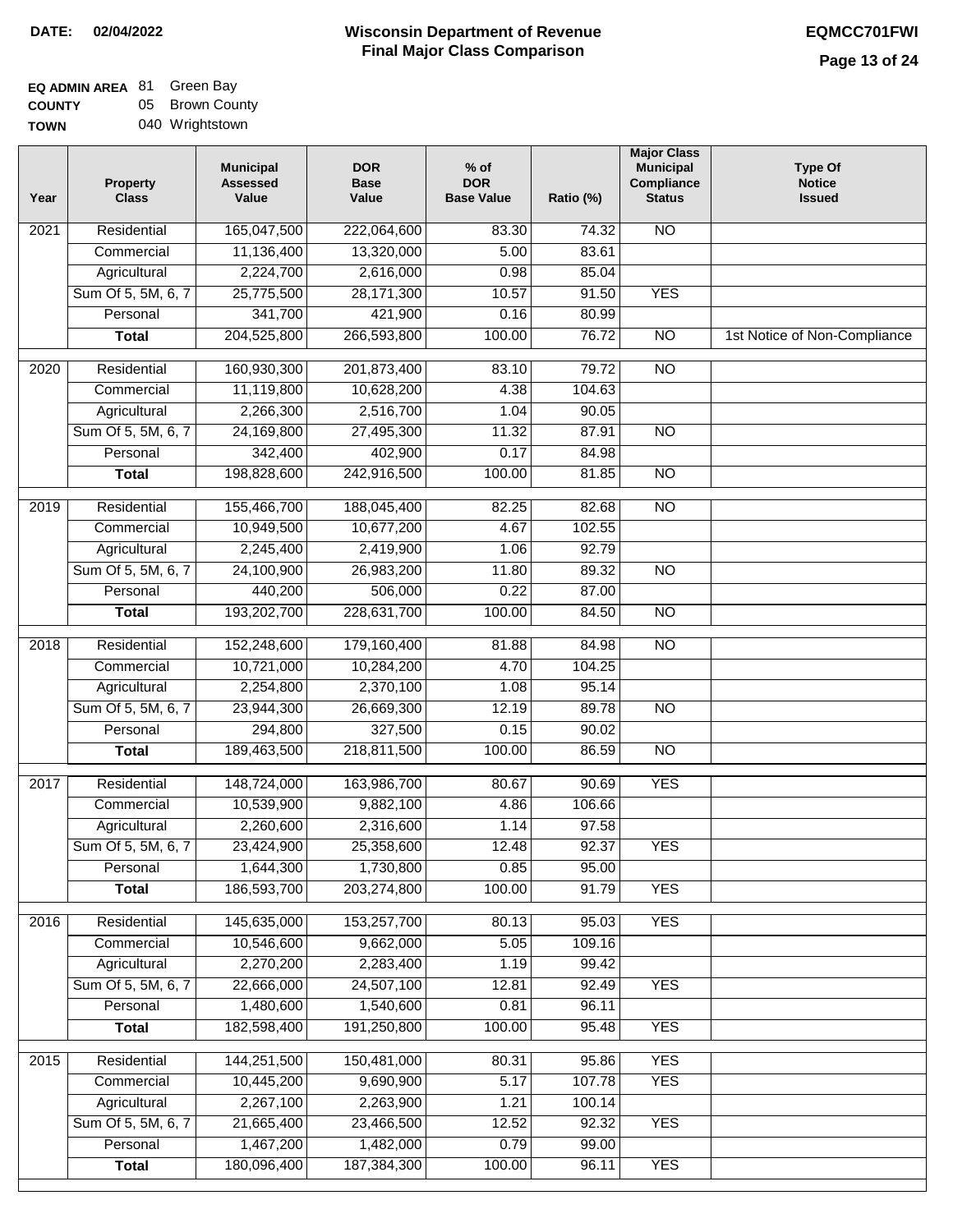**DATE:** 02/04/2022

# Wisconsin Department of Revenue
## Final Major Class Comparison

**EQMCC701FWI**

**EQ ADMIN AREA** 81 Green Bay
**COUNTY** 05 Brown County
**TOWN** 040 Wrightstown

| Year | Property Class | Municipal Assessed Value | DOR Base Value | % of DOR Base Value | Ratio (%) | Major Class Municipal Compliance Status | Type Of Notice Issued |
|---|---|---|---|---|---|---|---|
| 2021 | Residential | 165,047,500 | 222,064,600 | 83.30 | 74.32 | NO | |
| | Commercial | 11,136,400 | 13,320,000 | 5.00 | 83.61 | | |
| | Agricultural | 2,224,700 | 2,616,000 | 0.98 | 85.04 | | |
| | Sum Of 5, 5M, 6, 7 | 25,775,500 | 28,171,300 | 10.57 | 91.50 | YES | |
| | Personal | 341,700 | 421,900 | 0.16 | 80.99 | | |
| | **Total** | 204,525,800 | 266,593,800 | 100.00 | 76.72 | NO | 1st Notice of Non-Compliance |
| 2020 | Residential | 160,930,300 | 201,873,400 | 83.10 | 79.72 | NO | |
| | Commercial | 11,119,800 | 10,628,200 | 4.38 | 104.63 | | |
| | Agricultural | 2,266,300 | 2,516,700 | 1.04 | 90.05 | | |
| | Sum Of 5, 5M, 6, 7 | 24,169,800 | 27,495,300 | 11.32 | 87.91 | NO | |
| | Personal | 342,400 | 402,900 | 0.17 | 84.98 | | |
| | **Total** | 198,828,600 | 242,916,500 | 100.00 | 81.85 | NO | |
| 2019 | Residential | 155,466,700 | 188,045,400 | 82.25 | 82.68 | NO | |
| | Commercial | 10,949,500 | 10,677,200 | 4.67 | 102.55 | | |
| | Agricultural | 2,245,400 | 2,419,900 | 1.06 | 92.79 | | |
| | Sum Of 5, 5M, 6, 7 | 24,100,900 | 26,983,200 | 11.80 | 89.32 | NO | |
| | Personal | 440,200 | 506,000 | 0.22 | 87.00 | | |
| | **Total** | 193,202,700 | 228,631,700 | 100.00 | 84.50 | NO | |
| 2018 | Residential | 152,248,600 | 179,160,400 | 81.88 | 84.98 | NO | |
| | Commercial | 10,721,000 | 10,284,200 | 4.70 | 104.25 | | |
| | Agricultural | 2,254,800 | 2,370,100 | 1.08 | 95.14 | | |
| | Sum Of 5, 5M, 6, 7 | 23,944,300 | 26,669,300 | 12.19 | 89.78 | NO | |
| | Personal | 294,800 | 327,500 | 0.15 | 90.02 | | |
| | **Total** | 189,463,500 | 218,811,500 | 100.00 | 86.59 | NO | |
| 2017 | Residential | 148,724,000 | 163,986,700 | 80.67 | 90.69 | YES | |
| | Commercial | 10,539,900 | 9,882,100 | 4.86 | 106.66 | | |
| | Agricultural | 2,260,600 | 2,316,600 | 1.14 | 97.58 | | |
| | Sum Of 5, 5M, 6, 7 | 23,424,900 | 25,358,600 | 12.48 | 92.37 | YES | |
| | Personal | 1,644,300 | 1,730,800 | 0.85 | 95.00 | | |
| | **Total** | 186,593,700 | 203,274,800 | 100.00 | 91.79 | YES | |
| 2016 | Residential | 145,635,000 | 153,257,700 | 80.13 | 95.03 | YES | |
| | Commercial | 10,546,600 | 9,662,000 | 5.05 | 109.16 | | |
| | Agricultural | 2,270,200 | 2,283,400 | 1.19 | 99.42 | | |
| | Sum Of 5, 5M, 6, 7 | 22,666,000 | 24,507,100 | 12.81 | 92.49 | YES | |
| | Personal | 1,480,600 | 1,540,600 | 0.81 | 96.11 | | |
| | **Total** | 182,598,400 | 191,250,800 | 100.00 | 95.48 | YES | |
| 2015 | Residential | 144,251,500 | 150,481,000 | 80.31 | 95.86 | YES | |
| | Commercial | 10,445,200 | 9,690,900 | 5.17 | 107.78 | YES | |
| | Agricultural | 2,267,100 | 2,263,900 | 1.21 | 100.14 | | |
| | Sum Of 5, 5M, 6, 7 | 21,665,400 | 23,466,500 | 12.52 | 92.32 | YES | |
| | Personal | 1,467,200 | 1,482,000 | 0.79 | 99.00 | | |
| | **Total** | 180,096,400 | 187,384,300 | 100.00 | 96.11 | YES | |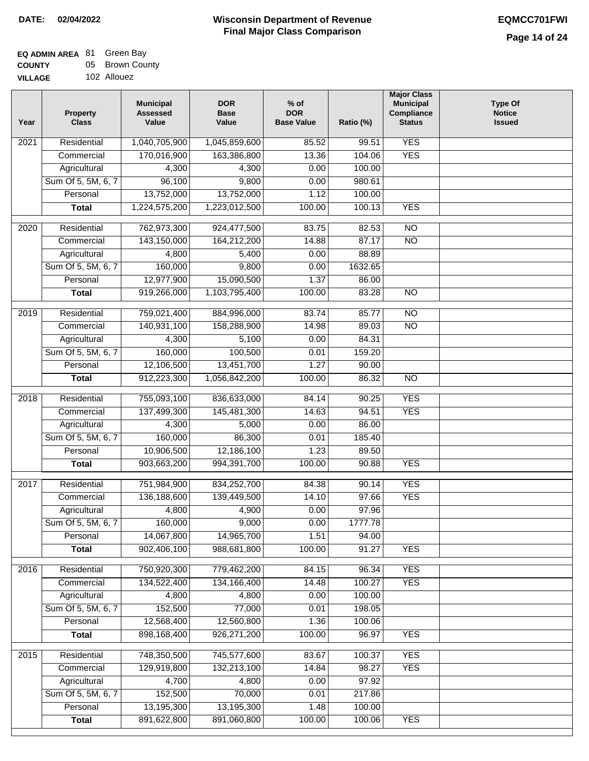**DATE: 02/04/2022**

# Wisconsin Department of Revenue
## Final Major Class Comparison

**EQMCC701FWI**

**EQ ADMIN AREA** 81 Green Bay
**COUNTY** 05 Brown County
**VILLAGE** 102 Allouez

| Year | Property Class | Municipal Assessed Value | DOR Base Value | % of DOR Base Value | Ratio (%) | Major Class Municipal Compliance Status | Type Of Notice Issued |
|---|---|---|---|---|---|---|---|
| 2021 | Residential | 1,040,705,900 | 1,045,859,600 | 85.52 | 99.51 | YES | |
| | Commercial | 170,016,900 | 163,386,800 | 13.36 | 104.06 | YES | |
| | Agricultural | 4,300 | 4,300 | 0.00 | 100.00 | | |
| | Sum Of 5, 5M, 6, 7 | 96,100 | 9,800 | 0.00 | 980.61 | | |
| | Personal | 13,752,000 | 13,752,000 | 1.12 | 100.00 | | |
| | **Total** | 1,224,575,200 | 1,223,012,500 | 100.00 | 100.13 | YES | |
| 2020 | Residential | 762,973,300 | 924,477,500 | 83.75 | 82.53 | NO | |
| | Commercial | 143,150,000 | 164,212,200 | 14.88 | 87.17 | NO | |
| | Agricultural | 4,800 | 5,400 | 0.00 | 88.89 | | |
| | Sum Of 5, 5M, 6, 7 | 160,000 | 9,800 | 0.00 | 1632.65 | | |
| | Personal | 12,977,900 | 15,090,500 | 1.37 | 86.00 | | |
| | **Total** | 919,266,000 | 1,103,795,400 | 100.00 | 83.28 | NO | |
| 2019 | Residential | 759,021,400 | 884,996,000 | 83.74 | 85.77 | NO | |
| | Commercial | 140,931,100 | 158,288,900 | 14.98 | 89.03 | NO | |
| | Agricultural | 4,300 | 5,100 | 0.00 | 84.31 | | |
| | Sum Of 5, 5M, 6, 7 | 160,000 | 100,500 | 0.01 | 159.20 | | |
| | Personal | 12,106,500 | 13,451,700 | 1.27 | 90.00 | | |
| | **Total** | 912,223,300 | 1,056,842,200 | 100.00 | 86.32 | NO | |
| 2018 | Residential | 755,093,100 | 836,633,000 | 84.14 | 90.25 | YES | |
| | Commercial | 137,499,300 | 145,481,300 | 14.63 | 94.51 | YES | |
| | Agricultural | 4,300 | 5,000 | 0.00 | 86.00 | | |
| | Sum Of 5, 5M, 6, 7 | 160,000 | 86,300 | 0.01 | 185.40 | | |
| | Personal | 10,906,500 | 12,186,100 | 1.23 | 89.50 | | |
| | **Total** | 903,663,200 | 994,391,700 | 100.00 | 90.88 | YES | |
| 2017 | Residential | 751,984,900 | 834,252,700 | 84.38 | 90.14 | YES | |
| | Commercial | 136,188,600 | 139,449,500 | 14.10 | 97.66 | YES | |
| | Agricultural | 4,800 | 4,900 | 0.00 | 97.96 | | |
| | Sum Of 5, 5M, 6, 7 | 160,000 | 9,000 | 0.00 | 1777.78 | | |
| | Personal | 14,067,800 | 14,965,700 | 1.51 | 94.00 | | |
| | **Total** | 902,406,100 | 988,681,800 | 100.00 | 91.27 | YES | |
| 2016 | Residential | 750,920,300 | 779,462,200 | 84.15 | 96.34 | YES | |
| | Commercial | 134,522,400 | 134,166,400 | 14.48 | 100.27 | YES | |
| | Agricultural | 4,800 | 4,800 | 0.00 | 100.00 | | |
| | Sum Of 5, 5M, 6, 7 | 152,500 | 77,000 | 0.01 | 198.05 | | |
| | Personal | 12,568,400 | 12,560,800 | 1.36 | 100.06 | | |
| | **Total** | 898,168,400 | 926,271,200 | 100.00 | 96.97 | YES | |
| 2015 | Residential | 748,350,500 | 745,577,600 | 83.67 | 100.37 | YES | |
| | Commercial | 129,919,800 | 132,213,100 | 14.84 | 98.27 | YES | |
| | Agricultural | 4,700 | 4,800 | 0.00 | 97.92 | | |
| | Sum Of 5, 5M, 6, 7 | 152,500 | 70,000 | 0.01 | 217.86 | | |
| | Personal | 13,195,300 | 13,195,300 | 1.48 | 100.00 | | |
| | **Total** | 891,622,800 | 891,060,800 | 100.00 | 100.06 | YES | |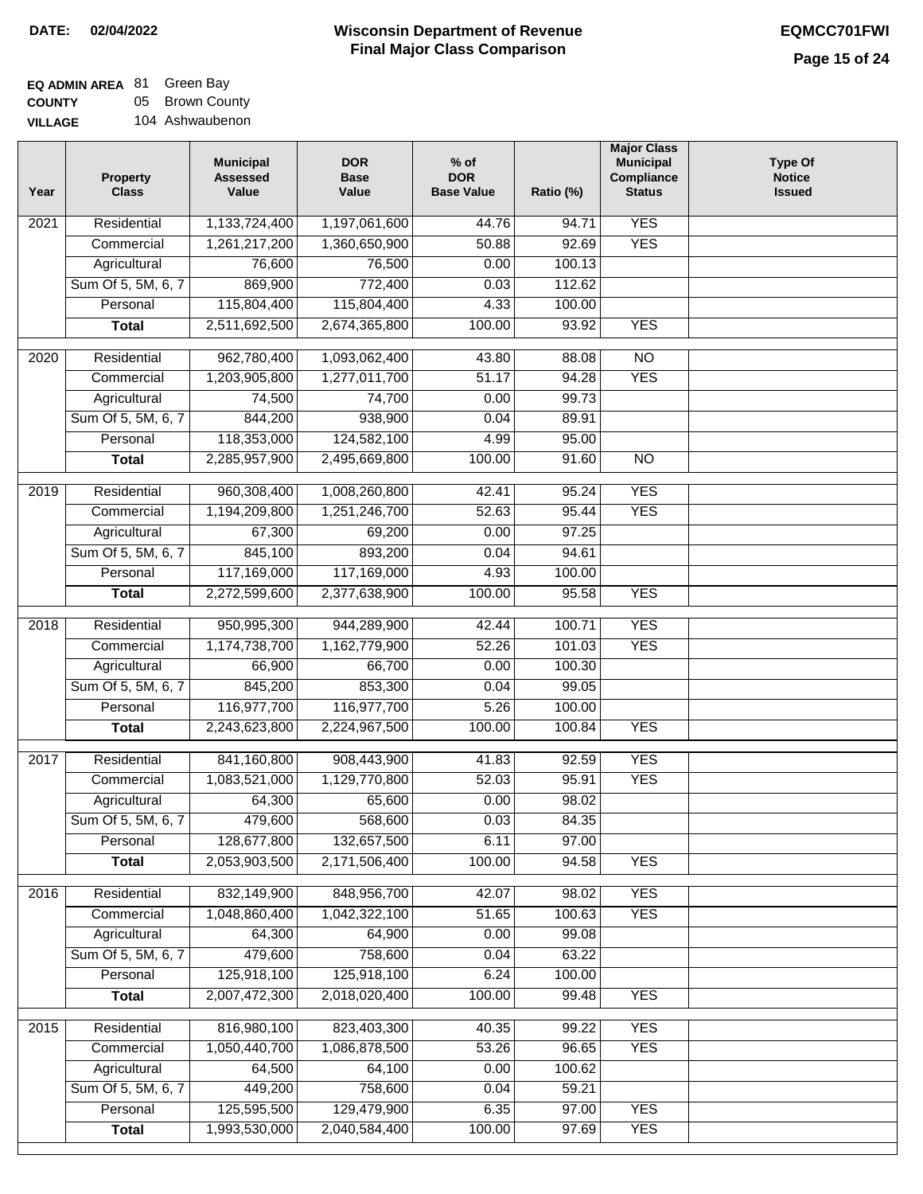**DATE:** 02/04/2022

# Wisconsin Department of Revenue
## Final Major Class Comparison

**EQMCC701FWI**

**EQ ADMIN AREA** 81 Green Bay
**COUNTY** 05 Brown County
**VILLAGE** 104 Ashwaubenon

| Year | Property Class | Municipal Assessed Value | DOR Base Value | % of DOR Base Value | Ratio (%) | Major Class Municipal Compliance Status | Type Of Notice Issued |
|---|---|---|---|---|---|---|---|
| 2021 | Residential | 1,133,724,400 | 1,197,061,600 | 44.76 | 94.71 | YES | |
| | Commercial | 1,261,217,200 | 1,360,650,900 | 50.88 | 92.69 | YES | |
| | Agricultural | 76,600 | 76,500 | 0.00 | 100.13 | | |
| | Sum Of 5, 5M, 6, 7 | 869,900 | 772,400 | 0.03 | 112.62 | | |
| | Personal | 115,804,400 | 115,804,400 | 4.33 | 100.00 | | |
| | **Total** | 2,511,692,500 | 2,674,365,800 | 100.00 | 93.92 | YES | |
| 2020 | Residential | 962,780,400 | 1,093,062,400 | 43.80 | 88.08 | NO | |
| | Commercial | 1,203,905,800 | 1,277,011,700 | 51.17 | 94.28 | YES | |
| | Agricultural | 74,500 | 74,700 | 0.00 | 99.73 | | |
| | Sum Of 5, 5M, 6, 7 | 844,200 | 938,900 | 0.04 | 89.91 | | |
| | Personal | 118,353,000 | 124,582,100 | 4.99 | 95.00 | | |
| | **Total** | 2,285,957,900 | 2,495,669,800 | 100.00 | 91.60 | NO | |
| 2019 | Residential | 960,308,400 | 1,008,260,800 | 42.41 | 95.24 | YES | |
| | Commercial | 1,194,209,800 | 1,251,246,700 | 52.63 | 95.44 | YES | |
| | Agricultural | 67,300 | 69,200 | 0.00 | 97.25 | | |
| | Sum Of 5, 5M, 6, 7 | 845,100 | 893,200 | 0.04 | 94.61 | | |
| | Personal | 117,169,000 | 117,169,000 | 4.93 | 100.00 | | |
| | **Total** | 2,272,599,600 | 2,377,638,900 | 100.00 | 95.58 | YES | |
| 2018 | Residential | 950,995,300 | 944,289,900 | 42.44 | 100.71 | YES | |
| | Commercial | 1,174,738,700 | 1,162,779,900 | 52.26 | 101.03 | YES | |
| | Agricultural | 66,900 | 66,700 | 0.00 | 100.30 | | |
| | Sum Of 5, 5M, 6, 7 | 845,200 | 853,300 | 0.04 | 99.05 | | |
| | Personal | 116,977,700 | 116,977,700 | 5.26 | 100.00 | | |
| | **Total** | 2,243,623,800 | 2,224,967,500 | 100.00 | 100.84 | YES | |
| 2017 | Residential | 841,160,800 | 908,443,900 | 41.83 | 92.59 | YES | |
| | Commercial | 1,083,521,000 | 1,129,770,800 | 52.03 | 95.91 | YES | |
| | Agricultural | 64,300 | 65,600 | 0.00 | 98.02 | | |
| | Sum Of 5, 5M, 6, 7 | 479,600 | 568,600 | 0.03 | 84.35 | | |
| | Personal | 128,677,800 | 132,657,500 | 6.11 | 97.00 | | |
| | **Total** | 2,053,903,500 | 2,171,506,400 | 100.00 | 94.58 | YES | |
| 2016 | Residential | 832,149,900 | 848,956,700 | 42.07 | 98.02 | YES | |
| | Commercial | 1,048,860,400 | 1,042,322,100 | 51.65 | 100.63 | YES | |
| | Agricultural | 64,300 | 64,900 | 0.00 | 99.08 | | |
| | Sum Of 5, 5M, 6, 7 | 479,600 | 758,600 | 0.04 | 63.22 | | |
| | Personal | 125,918,100 | 125,918,100 | 6.24 | 100.00 | | |
| | **Total** | 2,007,472,300 | 2,018,020,400 | 100.00 | 99.48 | YES | |
| 2015 | Residential | 816,980,100 | 823,403,300 | 40.35 | 99.22 | YES | |
| | Commercial | 1,050,440,700 | 1,086,878,500 | 53.26 | 96.65 | YES | |
| | Agricultural | 64,500 | 64,100 | 0.00 | 100.62 | | |
| | Sum Of 5, 5M, 6, 7 | 449,200 | 758,600 | 0.04 | 59.21 | | |
| | Personal | 125,595,500 | 129,479,900 | 6.35 | 97.00 | YES | |
| | **Total** | 1,993,530,000 | 2,040,584,400 | 100.00 | 97.69 | YES | |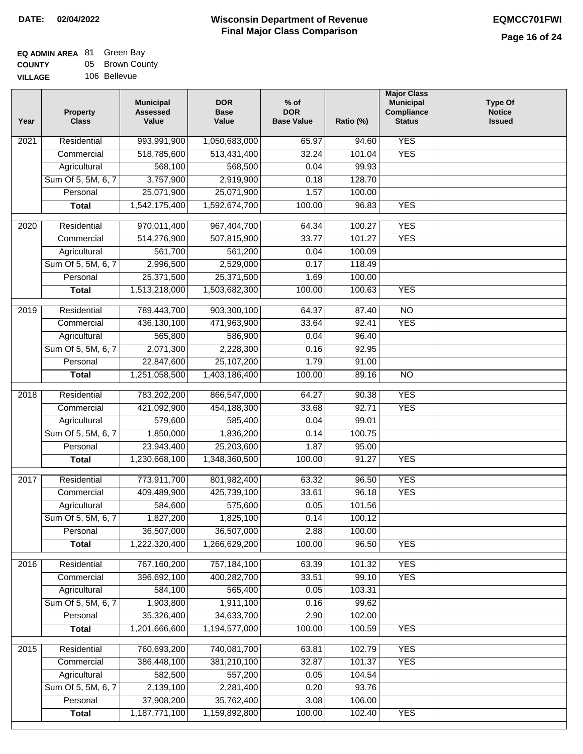**DATE: 02/04/2022**

# Wisconsin Department of Revenue
## Final Major Class Comparison

**EQMCC701FWI**

**EQ ADMIN AREA** 81 Green Bay
**COUNTY** 05 Brown County
**VILLAGE** 106 Bellevue

| Year | Property Class | Municipal Assessed Value | DOR Base Value | % of DOR Base Value | Ratio (%) | Major Class Municipal Compliance Status | Type Of Notice Issued |
|---|---|---|---|---|---|---|---|
| 2021 | Residential | 993,991,900 | 1,050,683,000 | 65.97 | 94.60 | YES | |
| | Commercial | 518,785,600 | 513,431,400 | 32.24 | 101.04 | YES | |
| | Agricultural | 568,100 | 568,500 | 0.04 | 99.93 | | |
| | Sum Of 5, 5M, 6, 7 | 3,757,900 | 2,919,900 | 0.18 | 128.70 | | |
| | Personal | 25,071,900 | 25,071,900 | 1.57 | 100.00 | | |
| | **Total** | 1,542,175,400 | 1,592,674,700 | 100.00 | 96.83 | YES | |
| 2020 | Residential | 970,011,400 | 967,404,700 | 64.34 | 100.27 | YES | |
| | Commercial | 514,276,900 | 507,815,900 | 33.77 | 101.27 | YES | |
| | Agricultural | 561,700 | 561,200 | 0.04 | 100.09 | | |
| | Sum Of 5, 5M, 6, 7 | 2,996,500 | 2,529,000 | 0.17 | 118.49 | | |
| | Personal | 25,371,500 | 25,371,500 | 1.69 | 100.00 | | |
| | **Total** | 1,513,218,000 | 1,503,682,300 | 100.00 | 100.63 | YES | |
| 2019 | Residential | 789,443,700 | 903,300,100 | 64.37 | 87.40 | NO | |
| | Commercial | 436,130,100 | 471,963,900 | 33.64 | 92.41 | YES | |
| | Agricultural | 565,800 | 586,900 | 0.04 | 96.40 | | |
| | Sum Of 5, 5M, 6, 7 | 2,071,300 | 2,228,300 | 0.16 | 92.95 | | |
| | Personal | 22,847,600 | 25,107,200 | 1.79 | 91.00 | | |
| | **Total** | 1,251,058,500 | 1,403,186,400 | 100.00 | 89.16 | NO | |
| 2018 | Residential | 783,202,200 | 866,547,000 | 64.27 | 90.38 | YES | |
| | Commercial | 421,092,900 | 454,188,300 | 33.68 | 92.71 | YES | |
| | Agricultural | 579,600 | 585,400 | 0.04 | 99.01 | | |
| | Sum Of 5, 5M, 6, 7 | 1,850,000 | 1,836,200 | 0.14 | 100.75 | | |
| | Personal | 23,943,400 | 25,203,600 | 1.87 | 95.00 | | |
| | **Total** | 1,230,668,100 | 1,348,360,500 | 100.00 | 91.27 | YES | |
| 2017 | Residential | 773,911,700 | 801,982,400 | 63.32 | 96.50 | YES | |
| | Commercial | 409,489,900 | 425,739,100 | 33.61 | 96.18 | YES | |
| | Agricultural | 584,600 | 575,600 | 0.05 | 101.56 | | |
| | Sum Of 5, 5M, 6, 7 | 1,827,200 | 1,825,100 | 0.14 | 100.12 | | |
| | Personal | 36,507,000 | 36,507,000 | 2.88 | 100.00 | | |
| | **Total** | 1,222,320,400 | 1,266,629,200 | 100.00 | 96.50 | YES | |
| 2016 | Residential | 767,160,200 | 757,184,100 | 63.39 | 101.32 | YES | |
| | Commercial | 396,692,100 | 400,282,700 | 33.51 | 99.10 | YES | |
| | Agricultural | 584,100 | 565,400 | 0.05 | 103.31 | | |
| | Sum Of 5, 5M, 6, 7 | 1,903,800 | 1,911,100 | 0.16 | 99.62 | | |
| | Personal | 35,326,400 | 34,633,700 | 2.90 | 102.00 | | |
| | **Total** | 1,201,666,600 | 1,194,577,000 | 100.00 | 100.59 | YES | |
| 2015 | Residential | 760,693,200 | 740,081,700 | 63.81 | 102.79 | YES | |
| | Commercial | 386,448,100 | 381,210,100 | 32.87 | 101.37 | YES | |
| | Agricultural | 582,500 | 557,200 | 0.05 | 104.54 | | |
| | Sum Of 5, 5M, 6, 7 | 2,139,100 | 2,281,400 | 0.20 | 93.76 | | |
| | Personal | 37,908,200 | 35,762,400 | 3.08 | 106.00 | | |
| | **Total** | 1,187,771,100 | 1,159,892,800 | 100.00 | 102.40 | YES | |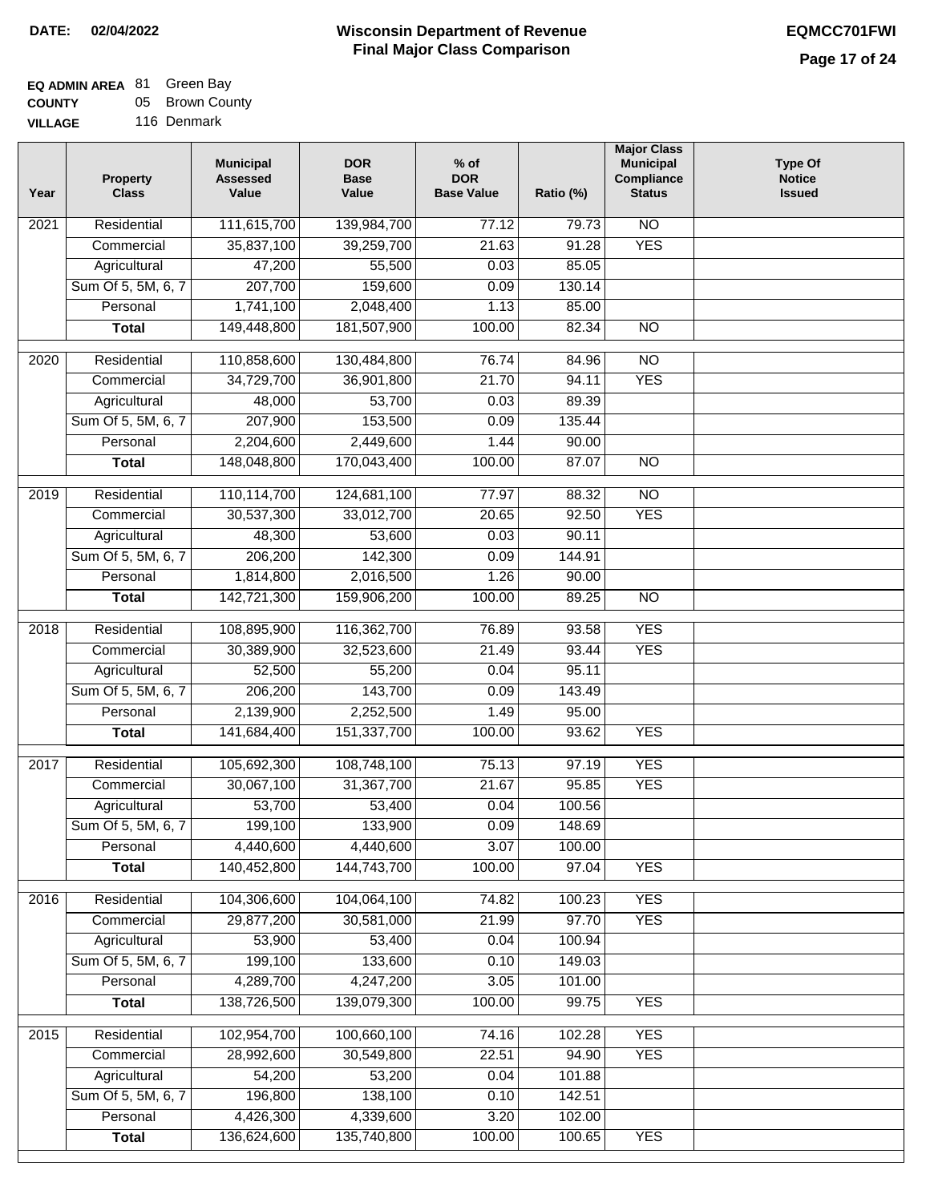**DATE:** 02/04/2022

# Wisconsin Department of Revenue
## Final Major Class Comparison

**EQMCC701FWI**

**EQ ADMIN AREA** 81 Green Bay
**COUNTY** 05 Brown County
**VILLAGE** 116 Denmark

| Year | Property Class | Municipal Assessed Value | DOR Base Value | % of DOR Base Value | Ratio (%) | Major Class Municipal Compliance Status | Type Of Notice Issued |
|---|---|---|---|---|---|---|---|
| 2021 | Residential | 111,615,700 | 139,984,700 | 77.12 | 79.73 | NO | |
| | Commercial | 35,837,100 | 39,259,700 | 21.63 | 91.28 | YES | |
| | Agricultural | 47,200 | 55,500 | 0.03 | 85.05 | | |
| | Sum Of 5, 5M, 6, 7 | 207,700 | 159,600 | 0.09 | 130.14 | | |
| | Personal | 1,741,100 | 2,048,400 | 1.13 | 85.00 | | |
| | **Total** | 149,448,800 | 181,507,900 | 100.00 | 82.34 | NO | |
| 2020 | Residential | 110,858,600 | 130,484,800 | 76.74 | 84.96 | NO | |
| | Commercial | 34,729,700 | 36,901,800 | 21.70 | 94.11 | YES | |
| | Agricultural | 48,000 | 53,700 | 0.03 | 89.39 | | |
| | Sum Of 5, 5M, 6, 7 | 207,900 | 153,500 | 0.09 | 135.44 | | |
| | Personal | 2,204,600 | 2,449,600 | 1.44 | 90.00 | | |
| | **Total** | 148,048,800 | 170,043,400 | 100.00 | 87.07 | NO | |
| 2019 | Residential | 110,114,700 | 124,681,100 | 77.97 | 88.32 | NO | |
| | Commercial | 30,537,300 | 33,012,700 | 20.65 | 92.50 | YES | |
| | Agricultural | 48,300 | 53,600 | 0.03 | 90.11 | | |
| | Sum Of 5, 5M, 6, 7 | 206,200 | 142,300 | 0.09 | 144.91 | | |
| | Personal | 1,814,800 | 2,016,500 | 1.26 | 90.00 | | |
| | **Total** | 142,721,300 | 159,906,200 | 100.00 | 89.25 | NO | |
| 2018 | Residential | 108,895,900 | 116,362,700 | 76.89 | 93.58 | YES | |
| | Commercial | 30,389,900 | 32,523,600 | 21.49 | 93.44 | YES | |
| | Agricultural | 52,500 | 55,200 | 0.04 | 95.11 | | |
| | Sum Of 5, 5M, 6, 7 | 206,200 | 143,700 | 0.09 | 143.49 | | |
| | Personal | 2,139,900 | 2,252,500 | 1.49 | 95.00 | | |
| | **Total** | 141,684,400 | 151,337,700 | 100.00 | 93.62 | YES | |
| 2017 | Residential | 105,692,300 | 108,748,100 | 75.13 | 97.19 | YES | |
| | Commercial | 30,067,100 | 31,367,700 | 21.67 | 95.85 | YES | |
| | Agricultural | 53,700 | 53,400 | 0.04 | 100.56 | | |
| | Sum Of 5, 5M, 6, 7 | 199,100 | 133,900 | 0.09 | 148.69 | | |
| | Personal | 4,440,600 | 4,440,600 | 3.07 | 100.00 | | |
| | **Total** | 140,452,800 | 144,743,700 | 100.00 | 97.04 | YES | |
| 2016 | Residential | 104,306,600 | 104,064,100 | 74.82 | 100.23 | YES | |
| | Commercial | 29,877,200 | 30,581,000 | 21.99 | 97.70 | YES | |
| | Agricultural | 53,900 | 53,400 | 0.04 | 100.94 | | |
| | Sum Of 5, 5M, 6, 7 | 199,100 | 133,600 | 0.10 | 149.03 | | |
| | Personal | 4,289,700 | 4,247,200 | 3.05 | 101.00 | | |
| | **Total** | 138,726,500 | 139,079,300 | 100.00 | 99.75 | YES | |
| 2015 | Residential | 102,954,700 | 100,660,100 | 74.16 | 102.28 | YES | |
| | Commercial | 28,992,600 | 30,549,800 | 22.51 | 94.90 | YES | |
| | Agricultural | 54,200 | 53,200 | 0.04 | 101.88 | | |
| | Sum Of 5, 5M, 6, 7 | 196,800 | 138,100 | 0.10 | 142.51 | | |
| | Personal | 4,426,300 | 4,339,600 | 3.20 | 102.00 | | |
| | **Total** | 136,624,600 | 135,740,800 | 100.00 | 100.65 | YES | |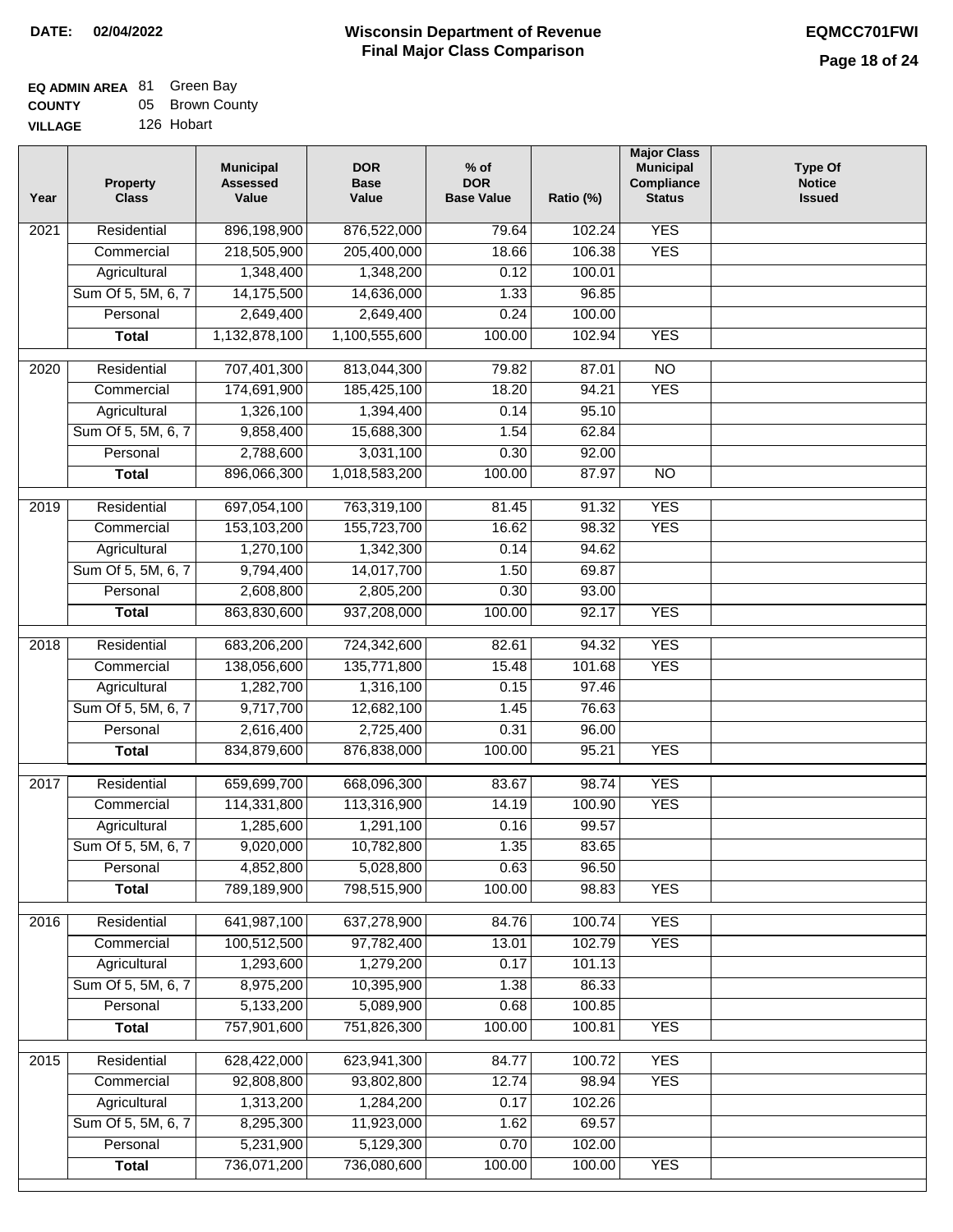**DATE: 02/04/2022**

# Wisconsin Department of Revenue
## Final Major Class Comparison

**EQMCC701FWI**

**EQ ADMIN AREA** 81 Green Bay
**COUNTY** 05 Brown County
**VILLAGE** 126 Hobart

| Year | Property Class | Municipal Assessed Value | DOR Base Value | % of DOR Base Value | Ratio (%) | Major Class Municipal Compliance Status | Type Of Notice Issued |
|---|---|---|---|---|---|---|---|
| 2021 | Residential | 896,198,900 | 876,522,000 | 79.64 | 102.24 | YES | |
| | Commercial | 218,505,900 | 205,400,000 | 18.66 | 106.38 | YES | |
| | Agricultural | 1,348,400 | 1,348,200 | 0.12 | 100.01 | | |
| | Sum Of 5, 5M, 6, 7 | 14,175,500 | 14,636,000 | 1.33 | 96.85 | | |
| | Personal | 2,649,400 | 2,649,400 | 0.24 | 100.00 | | |
| | **Total** | 1,132,878,100 | 1,100,555,600 | 100.00 | 102.94 | YES | |
| 2020 | Residential | 707,401,300 | 813,044,300 | 79.82 | 87.01 | NO | |
| | Commercial | 174,691,900 | 185,425,100 | 18.20 | 94.21 | YES | |
| | Agricultural | 1,326,100 | 1,394,400 | 0.14 | 95.10 | | |
| | Sum Of 5, 5M, 6, 7 | 9,858,400 | 15,688,300 | 1.54 | 62.84 | | |
| | Personal | 2,788,600 | 3,031,100 | 0.30 | 92.00 | | |
| | **Total** | 896,066,300 | 1,018,583,200 | 100.00 | 87.97 | NO | |
| 2019 | Residential | 697,054,100 | 763,319,100 | 81.45 | 91.32 | YES | |
| | Commercial | 153,103,200 | 155,723,700 | 16.62 | 98.32 | YES | |
| | Agricultural | 1,270,100 | 1,342,300 | 0.14 | 94.62 | | |
| | Sum Of 5, 5M, 6, 7 | 9,794,400 | 14,017,700 | 1.50 | 69.87 | | |
| | Personal | 2,608,800 | 2,805,200 | 0.30 | 93.00 | | |
| | **Total** | 863,830,600 | 937,208,000 | 100.00 | 92.17 | YES | |
| 2018 | Residential | 683,206,200 | 724,342,600 | 82.61 | 94.32 | YES | |
| | Commercial | 138,056,600 | 135,771,800 | 15.48 | 101.68 | YES | |
| | Agricultural | 1,282,700 | 1,316,100 | 0.15 | 97.46 | | |
| | Sum Of 5, 5M, 6, 7 | 9,717,700 | 12,682,100 | 1.45 | 76.63 | | |
| | Personal | 2,616,400 | 2,725,400 | 0.31 | 96.00 | | |
| | **Total** | 834,879,600 | 876,838,000 | 100.00 | 95.21 | YES | |
| 2017 | Residential | 659,699,700 | 668,096,300 | 83.67 | 98.74 | YES | |
| | Commercial | 114,331,800 | 113,316,900 | 14.19 | 100.90 | YES | |
| | Agricultural | 1,285,600 | 1,291,100 | 0.16 | 99.57 | | |
| | Sum Of 5, 5M, 6, 7 | 9,020,000 | 10,782,800 | 1.35 | 83.65 | | |
| | Personal | 4,852,800 | 5,028,800 | 0.63 | 96.50 | | |
| | **Total** | 789,189,900 | 798,515,900 | 100.00 | 98.83 | YES | |
| 2016 | Residential | 641,987,100 | 637,278,900 | 84.76 | 100.74 | YES | |
| | Commercial | 100,512,500 | 97,782,400 | 13.01 | 102.79 | YES | |
| | Agricultural | 1,293,600 | 1,279,200 | 0.17 | 101.13 | | |
| | Sum Of 5, 5M, 6, 7 | 8,975,200 | 10,395,900 | 1.38 | 86.33 | | |
| | Personal | 5,133,200 | 5,089,900 | 0.68 | 100.85 | | |
| | **Total** | 757,901,600 | 751,826,300 | 100.00 | 100.81 | YES | |
| 2015 | Residential | 628,422,000 | 623,941,300 | 84.77 | 100.72 | YES | |
| | Commercial | 92,808,800 | 93,802,800 | 12.74 | 98.94 | YES | |
| | Agricultural | 1,313,200 | 1,284,200 | 0.17 | 102.26 | | |
| | Sum Of 5, 5M, 6, 7 | 8,295,300 | 11,923,000 | 1.62 | 69.57 | | |
| | Personal | 5,231,900 | 5,129,300 | 0.70 | 102.00 | | |
| | **Total** | 736,071,200 | 736,080,600 | 100.00 | 100.00 | YES | |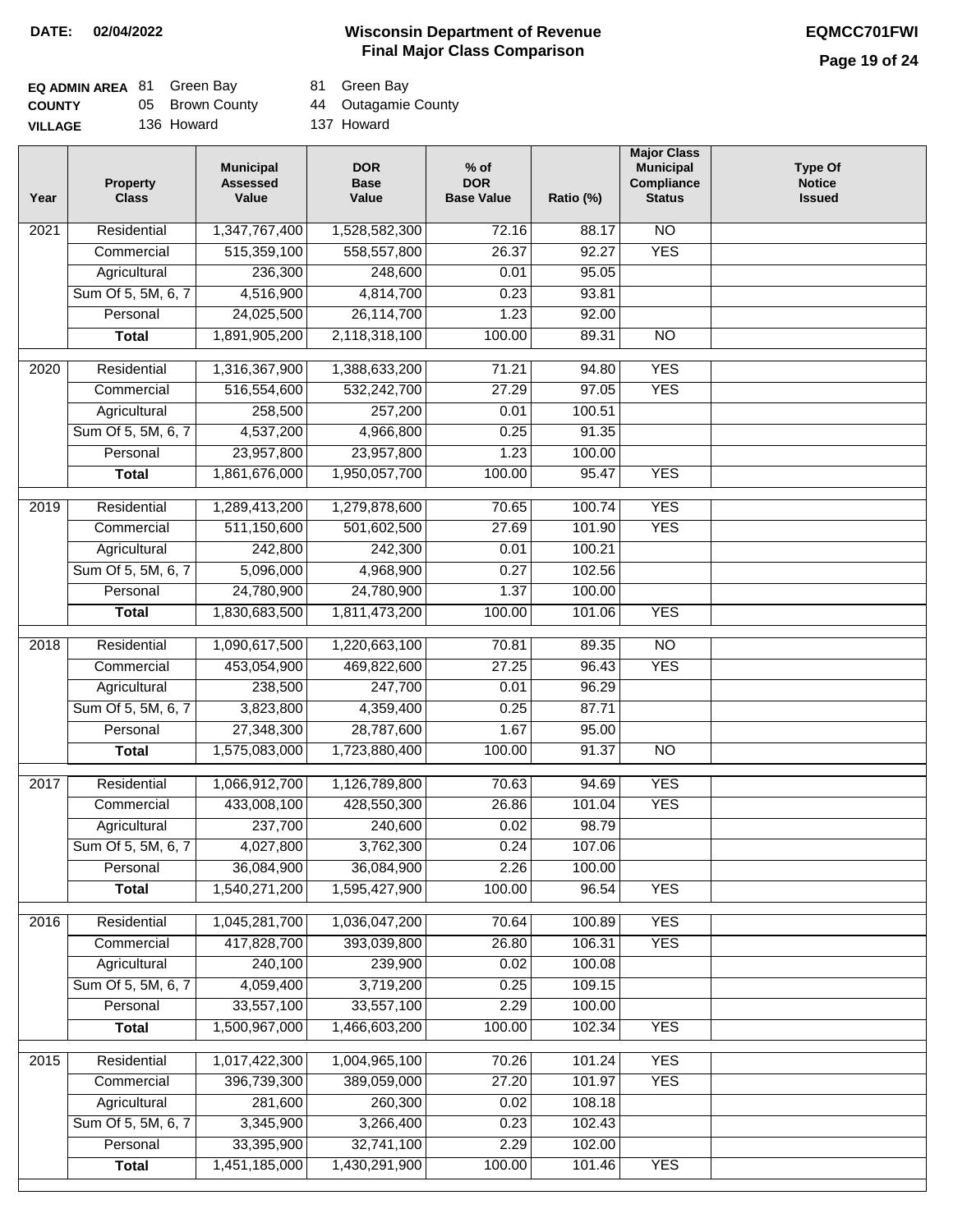**DATE: 02/04/2022**

# Wisconsin Department of Revenue
## Final Major Class Comparison

**EQMCC701FWI**

| | | | |
|---|---|---|---|
| **EQ ADMIN AREA** | 81 Green Bay | 81 Green Bay |
| **COUNTY** | 05 Brown County | 44 Outagamie County |
| **VILLAGE** | 136 Howard | 137 Howard |

| Year | Property Class | Municipal Assessed Value | DOR Base Value | % of DOR Base Value | Ratio (%) | Major Class Municipal Compliance Status | Type Of Notice Issued |
|---|---|---|---|---|---|---|---|
| 2021 | Residential | 1,347,767,400 | 1,528,582,300 | 72.16 | 88.17 | NO | |
| | Commercial | 515,359,100 | 558,557,800 | 26.37 | 92.27 | YES | |
| | Agricultural | 236,300 | 248,600 | 0.01 | 95.05 | | |
| | Sum Of 5, 5M, 6, 7 | 4,516,900 | 4,814,700 | 0.23 | 93.81 | | |
| | Personal | 24,025,500 | 26,114,700 | 1.23 | 92.00 | | |
| | **Total** | 1,891,905,200 | 2,118,318,100 | 100.00 | 89.31 | NO | |
| 2020 | Residential | 1,316,367,900 | 1,388,633,200 | 71.21 | 94.80 | YES | |
| | Commercial | 516,554,600 | 532,242,700 | 27.29 | 97.05 | YES | |
| | Agricultural | 258,500 | 257,200 | 0.01 | 100.51 | | |
| | Sum Of 5, 5M, 6, 7 | 4,537,200 | 4,966,800 | 0.25 | 91.35 | | |
| | Personal | 23,957,800 | 23,957,800 | 1.23 | 100.00 | | |
| | **Total** | 1,861,676,000 | 1,950,057,700 | 100.00 | 95.47 | YES | |
| 2019 | Residential | 1,289,413,200 | 1,279,878,600 | 70.65 | 100.74 | YES | |
| | Commercial | 511,150,600 | 501,602,500 | 27.69 | 101.90 | YES | |
| | Agricultural | 242,800 | 242,300 | 0.01 | 100.21 | | |
| | Sum Of 5, 5M, 6, 7 | 5,096,000 | 4,968,900 | 0.27 | 102.56 | | |
| | Personal | 24,780,900 | 24,780,900 | 1.37 | 100.00 | | |
| | **Total** | 1,830,683,500 | 1,811,473,200 | 100.00 | 101.06 | YES | |
| 2018 | Residential | 1,090,617,500 | 1,220,663,100 | 70.81 | 89.35 | NO | |
| | Commercial | 453,054,900 | 469,822,600 | 27.25 | 96.43 | YES | |
| | Agricultural | 238,500 | 247,700 | 0.01 | 96.29 | | |
| | Sum Of 5, 5M, 6, 7 | 3,823,800 | 4,359,400 | 0.25 | 87.71 | | |
| | Personal | 27,348,300 | 28,787,600 | 1.67 | 95.00 | | |
| | **Total** | 1,575,083,000 | 1,723,880,400 | 100.00 | 91.37 | NO | |
| 2017 | Residential | 1,066,912,700 | 1,126,789,800 | 70.63 | 94.69 | YES | |
| | Commercial | 433,008,100 | 428,550,300 | 26.86 | 101.04 | YES | |
| | Agricultural | 237,700 | 240,600 | 0.02 | 98.79 | | |
| | Sum Of 5, 5M, 6, 7 | 4,027,800 | 3,762,300 | 0.24 | 107.06 | | |
| | Personal | 36,084,900 | 36,084,900 | 2.26 | 100.00 | | |
| | **Total** | 1,540,271,200 | 1,595,427,900 | 100.00 | 96.54 | YES | |
| 2016 | Residential | 1,045,281,700 | 1,036,047,200 | 70.64 | 100.89 | YES | |
| | Commercial | 417,828,700 | 393,039,800 | 26.80 | 106.31 | YES | |
| | Agricultural | 240,100 | 239,900 | 0.02 | 100.08 | | |
| | Sum Of 5, 5M, 6, 7 | 4,059,400 | 3,719,200 | 0.25 | 109.15 | | |
| | Personal | 33,557,100 | 33,557,100 | 2.29 | 100.00 | | |
| | **Total** | 1,500,967,000 | 1,466,603,200 | 100.00 | 102.34 | YES | |
| 2015 | Residential | 1,017,422,300 | 1,004,965,100 | 70.26 | 101.24 | YES | |
| | Commercial | 396,739,300 | 389,059,000 | 27.20 | 101.97 | YES | |
| | Agricultural | 281,600 | 260,300 | 0.02 | 108.18 | | |
| | Sum Of 5, 5M, 6, 7 | 3,345,900 | 3,266,400 | 0.23 | 102.43 | | |
| | Personal | 33,395,900 | 32,741,100 | 2.29 | 102.00 | | |
| | **Total** | 1,451,185,000 | 1,430,291,900 | 100.00 | 101.46 | YES | |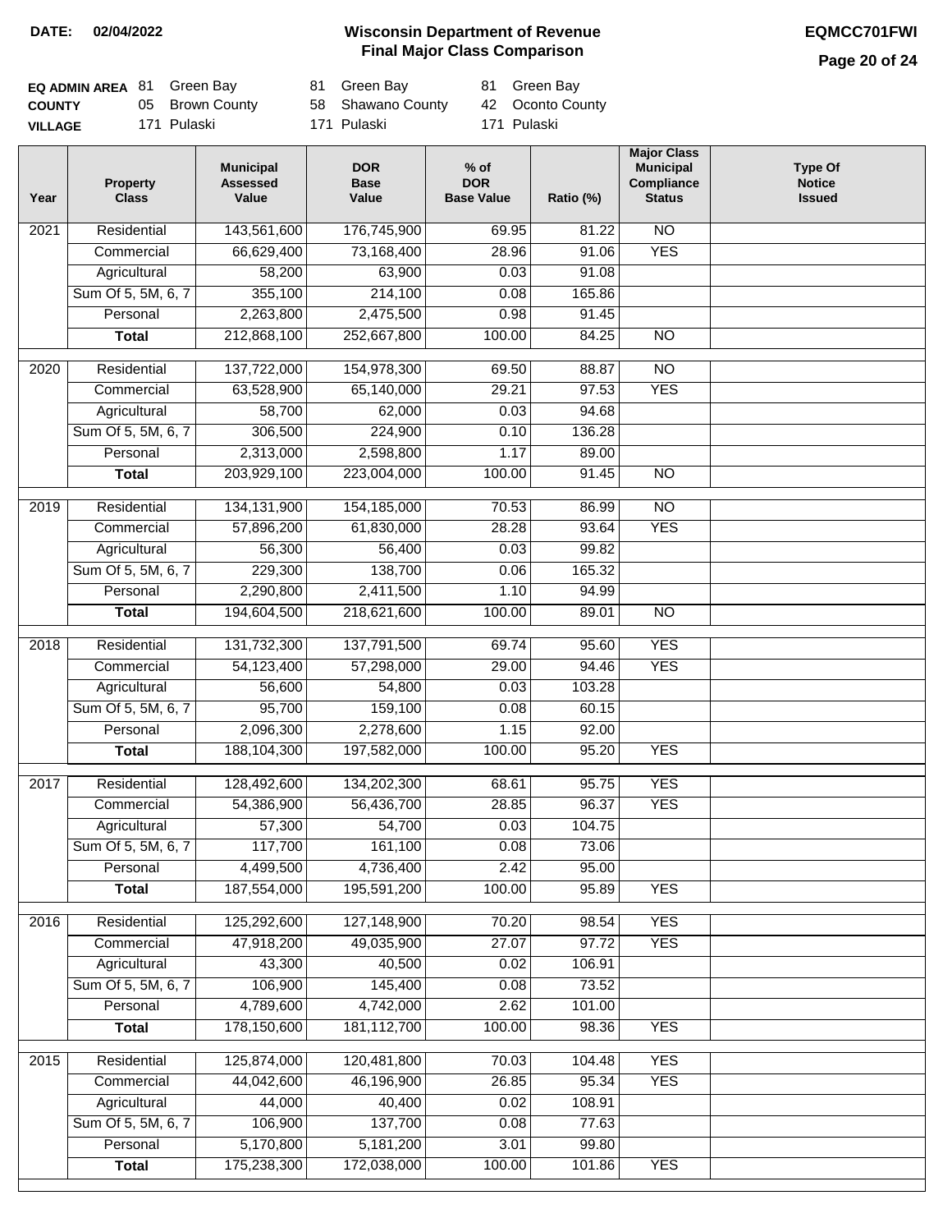**DATE: 02/04/2022**

# Wisconsin Department of Revenue
## Final Major Class Comparison

**EQMCC701FWI**

| | | | |
|---|---|---|---|
| **EQ ADMIN AREA** | 81 Green Bay | 81 Green Bay | 81 Green Bay |
| **COUNTY** | 05 Brown County | 58 Shawano County | 42 Oconto County |
| **VILLAGE** | 171 Pulaski | 171 Pulaski | 171 Pulaski |

| Year | Property Class | Municipal Assessed Value | DOR Base Value | % of DOR Base Value | Ratio (%) | Major Class Municipal Compliance Status | Type Of Notice Issued |
|---|---|---|---|---|---|---|---|
| 2021 | Residential | 143,561,600 | 176,745,900 | 69.95 | 81.22 | NO | |
| | Commercial | 66,629,400 | 73,168,400 | 28.96 | 91.06 | YES | |
| | Agricultural | 58,200 | 63,900 | 0.03 | 91.08 | | |
| | Sum Of 5, 5M, 6, 7 | 355,100 | 214,100 | 0.08 | 165.86 | | |
| | Personal | 2,263,800 | 2,475,500 | 0.98 | 91.45 | | |
| | **Total** | 212,868,100 | 252,667,800 | 100.00 | 84.25 | NO | |
| 2020 | Residential | 137,722,000 | 154,978,300 | 69.50 | 88.87 | NO | |
| | Commercial | 63,528,900 | 65,140,000 | 29.21 | 97.53 | YES | |
| | Agricultural | 58,700 | 62,000 | 0.03 | 94.68 | | |
| | Sum Of 5, 5M, 6, 7 | 306,500 | 224,900 | 0.10 | 136.28 | | |
| | Personal | 2,313,000 | 2,598,800 | 1.17 | 89.00 | | |
| | **Total** | 203,929,100 | 223,004,000 | 100.00 | 91.45 | NO | |
| 2019 | Residential | 134,131,900 | 154,185,000 | 70.53 | 86.99 | NO | |
| | Commercial | 57,896,200 | 61,830,000 | 28.28 | 93.64 | YES | |
| | Agricultural | 56,300 | 56,400 | 0.03 | 99.82 | | |
| | Sum Of 5, 5M, 6, 7 | 229,300 | 138,700 | 0.06 | 165.32 | | |
| | Personal | 2,290,800 | 2,411,500 | 1.10 | 94.99 | | |
| | **Total** | 194,604,500 | 218,621,600 | 100.00 | 89.01 | NO | |
| 2018 | Residential | 131,732,300 | 137,791,500 | 69.74 | 95.60 | YES | |
| | Commercial | 54,123,400 | 57,298,000 | 29.00 | 94.46 | YES | |
| | Agricultural | 56,600 | 54,800 | 0.03 | 103.28 | | |
| | Sum Of 5, 5M, 6, 7 | 95,700 | 159,100 | 0.08 | 60.15 | | |
| | Personal | 2,096,300 | 2,278,600 | 1.15 | 92.00 | | |
| | **Total** | 188,104,300 | 197,582,000 | 100.00 | 95.20 | YES | |
| 2017 | Residential | 128,492,600 | 134,202,300 | 68.61 | 95.75 | YES | |
| | Commercial | 54,386,900 | 56,436,700 | 28.85 | 96.37 | YES | |
| | Agricultural | 57,300 | 54,700 | 0.03 | 104.75 | | |
| | Sum Of 5, 5M, 6, 7 | 117,700 | 161,100 | 0.08 | 73.06 | | |
| | Personal | 4,499,500 | 4,736,400 | 2.42 | 95.00 | | |
| | **Total** | 187,554,000 | 195,591,200 | 100.00 | 95.89 | YES | |
| 2016 | Residential | 125,292,600 | 127,148,900 | 70.20 | 98.54 | YES | |
| | Commercial | 47,918,200 | 49,035,900 | 27.07 | 97.72 | YES | |
| | Agricultural | 43,300 | 40,500 | 0.02 | 106.91 | | |
| | Sum Of 5, 5M, 6, 7 | 106,900 | 145,400 | 0.08 | 73.52 | | |
| | Personal | 4,789,600 | 4,742,000 | 2.62 | 101.00 | | |
| | **Total** | 178,150,600 | 181,112,700 | 100.00 | 98.36 | YES | |
| 2015 | Residential | 125,874,000 | 120,481,800 | 70.03 | 104.48 | YES | |
| | Commercial | 44,042,600 | 46,196,900 | 26.85 | 95.34 | YES | |
| | Agricultural | 44,000 | 40,400 | 0.02 | 108.91 | | |
| | Sum Of 5, 5M, 6, 7 | 106,900 | 137,700 | 0.08 | 77.63 | | |
| | Personal | 5,170,800 | 5,181,200 | 3.01 | 99.80 | | |
| | **Total** | 175,238,300 | 172,038,000 | 100.00 | 101.86 | YES | |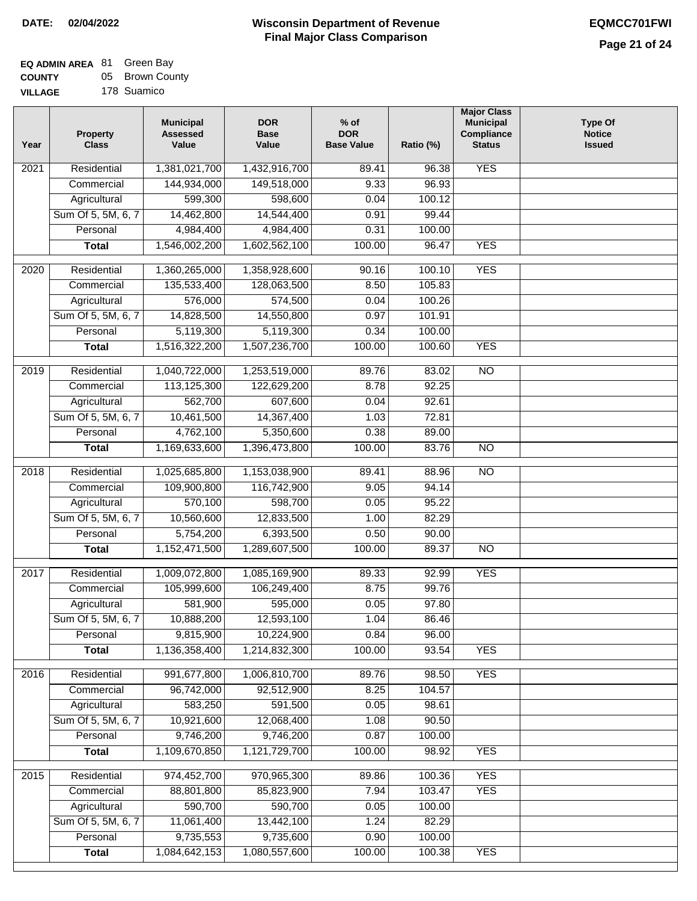**DATE: 02/04/2022**

# Wisconsin Department of Revenue
## Final Major Class Comparison

**EQMCC701FWI**

**EQ ADMIN AREA** 81 Green Bay
**COUNTY** 05 Brown County
**VILLAGE** 178 Suamico

| Year | Property Class | Municipal Assessed Value | DOR Base Value | % of DOR Base Value | Ratio (%) | Major Class Municipal Compliance Status | Type Of Notice Issued |
|---|---|---|---|---|---|---|---|
| 2021 | Residential | 1,381,021,700 | 1,432,916,700 | 89.41 | 96.38 | YES | |
| | Commercial | 144,934,000 | 149,518,000 | 9.33 | 96.93 | | |
| | Agricultural | 599,300 | 598,600 | 0.04 | 100.12 | | |
| | Sum Of 5, 5M, 6, 7 | 14,462,800 | 14,544,400 | 0.91 | 99.44 | | |
| | Personal | 4,984,400 | 4,984,400 | 0.31 | 100.00 | | |
| | **Total** | 1,546,002,200 | 1,602,562,100 | 100.00 | 96.47 | YES | |
| 2020 | Residential | 1,360,265,000 | 1,358,928,600 | 90.16 | 100.10 | YES | |
| | Commercial | 135,533,400 | 128,063,500 | 8.50 | 105.83 | | |
| | Agricultural | 576,000 | 574,500 | 0.04 | 100.26 | | |
| | Sum Of 5, 5M, 6, 7 | 14,828,500 | 14,550,800 | 0.97 | 101.91 | | |
| | Personal | 5,119,300 | 5,119,300 | 0.34 | 100.00 | | |
| | **Total** | 1,516,322,200 | 1,507,236,700 | 100.00 | 100.60 | YES | |
| 2019 | Residential | 1,040,722,000 | 1,253,519,000 | 89.76 | 83.02 | NO | |
| | Commercial | 113,125,300 | 122,629,200 | 8.78 | 92.25 | | |
| | Agricultural | 562,700 | 607,600 | 0.04 | 92.61 | | |
| | Sum Of 5, 5M, 6, 7 | 10,461,500 | 14,367,400 | 1.03 | 72.81 | | |
| | Personal | 4,762,100 | 5,350,600 | 0.38 | 89.00 | | |
| | **Total** | 1,169,633,600 | 1,396,473,800 | 100.00 | 83.76 | NO | |
| 2018 | Residential | 1,025,685,800 | 1,153,038,900 | 89.41 | 88.96 | NO | |
| | Commercial | 109,900,800 | 116,742,900 | 9.05 | 94.14 | | |
| | Agricultural | 570,100 | 598,700 | 0.05 | 95.22 | | |
| | Sum Of 5, 5M, 6, 7 | 10,560,600 | 12,833,500 | 1.00 | 82.29 | | |
| | Personal | 5,754,200 | 6,393,500 | 0.50 | 90.00 | | |
| | **Total** | 1,152,471,500 | 1,289,607,500 | 100.00 | 89.37 | NO | |
| 2017 | Residential | 1,009,072,800 | 1,085,169,900 | 89.33 | 92.99 | YES | |
| | Commercial | 105,999,600 | 106,249,400 | 8.75 | 99.76 | | |
| | Agricultural | 581,900 | 595,000 | 0.05 | 97.80 | | |
| | Sum Of 5, 5M, 6, 7 | 10,888,200 | 12,593,100 | 1.04 | 86.46 | | |
| | Personal | 9,815,900 | 10,224,900 | 0.84 | 96.00 | | |
| | **Total** | 1,136,358,400 | 1,214,832,300 | 100.00 | 93.54 | YES | |
| 2016 | Residential | 991,677,800 | 1,006,810,700 | 89.76 | 98.50 | YES | |
| | Commercial | 96,742,000 | 92,512,900 | 8.25 | 104.57 | | |
| | Agricultural | 583,250 | 591,500 | 0.05 | 98.61 | | |
| | Sum Of 5, 5M, 6, 7 | 10,921,600 | 12,068,400 | 1.08 | 90.50 | | |
| | Personal | 9,746,200 | 9,746,200 | 0.87 | 100.00 | | |
| | **Total** | 1,109,670,850 | 1,121,729,700 | 100.00 | 98.92 | YES | |
| 2015 | Residential | 974,452,700 | 970,965,300 | 89.86 | 100.36 | YES | |
| | Commercial | 88,801,800 | 85,823,900 | 7.94 | 103.47 | YES | |
| | Agricultural | 590,700 | 590,700 | 0.05 | 100.00 | | |
| | Sum Of 5, 5M, 6, 7 | 11,061,400 | 13,442,100 | 1.24 | 82.29 | | |
| | Personal | 9,735,553 | 9,735,600 | 0.90 | 100.00 | | |
| | **Total** | 1,084,642,153 | 1,080,557,600 | 100.00 | 100.38 | YES | |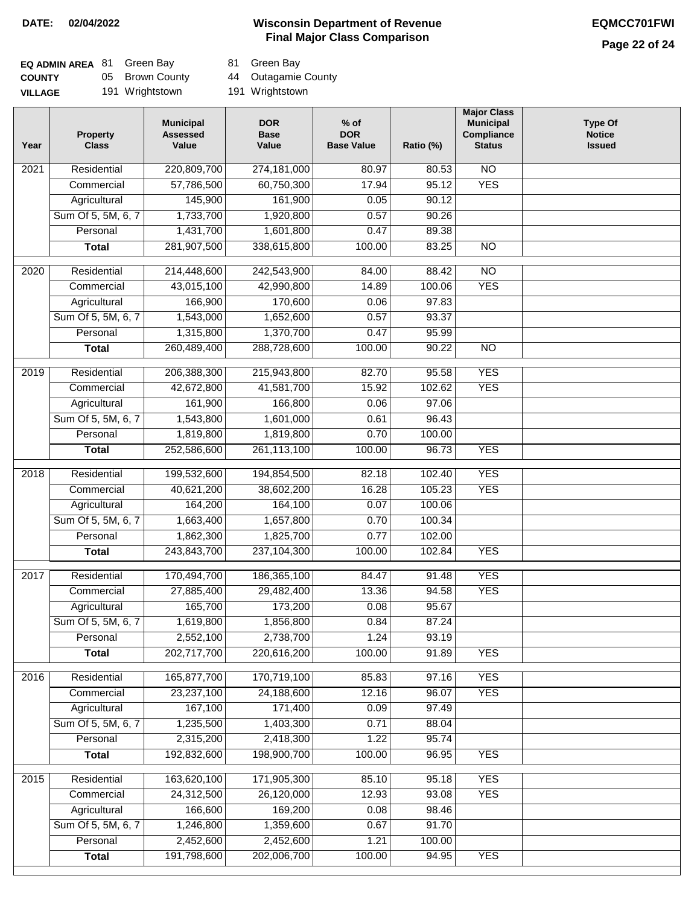**DATE:** 02/04/2022

# Wisconsin Department of Revenue
## Final Major Class Comparison

**EQMCC701FWI**

| | | | | |
|---|---|---|---|---|
| **EQ ADMIN AREA** | 81 | Green Bay | 81 | Green Bay |
| **COUNTY** | 05 | Brown County | 44 | Outagamie County |
| **VILLAGE** | 191 | Wrightstown | 191 | Wrightstown |

| Year | Property Class | Municipal Assessed Value | DOR Base Value | % of DOR Base Value | Ratio (%) | Major Class Municipal Compliance Status | Type Of Notice Issued |
|---|---|---|---|---|---|---|---|
| 2021 | Residential | 220,809,700 | 274,181,000 | 80.97 | 80.53 | NO | |
| | Commercial | 57,786,500 | 60,750,300 | 17.94 | 95.12 | YES | |
| | Agricultural | 145,900 | 161,900 | 0.05 | 90.12 | | |
| | Sum Of 5, 5M, 6, 7 | 1,733,700 | 1,920,800 | 0.57 | 90.26 | | |
| | Personal | 1,431,700 | 1,601,800 | 0.47 | 89.38 | | |
| | **Total** | 281,907,500 | 338,615,800 | 100.00 | 83.25 | NO | |
| 2020 | Residential | 214,448,600 | 242,543,900 | 84.00 | 88.42 | NO | |
| | Commercial | 43,015,100 | 42,990,800 | 14.89 | 100.06 | YES | |
| | Agricultural | 166,900 | 170,600 | 0.06 | 97.83 | | |
| | Sum Of 5, 5M, 6, 7 | 1,543,000 | 1,652,600 | 0.57 | 93.37 | | |
| | Personal | 1,315,800 | 1,370,700 | 0.47 | 95.99 | | |
| | **Total** | 260,489,400 | 288,728,600 | 100.00 | 90.22 | NO | |
| 2019 | Residential | 206,388,300 | 215,943,800 | 82.70 | 95.58 | YES | |
| | Commercial | 42,672,800 | 41,581,700 | 15.92 | 102.62 | YES | |
| | Agricultural | 161,900 | 166,800 | 0.06 | 97.06 | | |
| | Sum Of 5, 5M, 6, 7 | 1,543,800 | 1,601,000 | 0.61 | 96.43 | | |
| | Personal | 1,819,800 | 1,819,800 | 0.70 | 100.00 | | |
| | **Total** | 252,586,600 | 261,113,100 | 100.00 | 96.73 | YES | |
| 2018 | Residential | 199,532,600 | 194,854,500 | 82.18 | 102.40 | YES | |
| | Commercial | 40,621,200 | 38,602,200 | 16.28 | 105.23 | YES | |
| | Agricultural | 164,200 | 164,100 | 0.07 | 100.06 | | |
| | Sum Of 5, 5M, 6, 7 | 1,663,400 | 1,657,800 | 0.70 | 100.34 | | |
| | Personal | 1,862,300 | 1,825,700 | 0.77 | 102.00 | | |
| | **Total** | 243,843,700 | 237,104,300 | 100.00 | 102.84 | YES | |
| 2017 | Residential | 170,494,700 | 186,365,100 | 84.47 | 91.48 | YES | |
| | Commercial | 27,885,400 | 29,482,400 | 13.36 | 94.58 | YES | |
| | Agricultural | 165,700 | 173,200 | 0.08 | 95.67 | | |
| | Sum Of 5, 5M, 6, 7 | 1,619,800 | 1,856,800 | 0.84 | 87.24 | | |
| | Personal | 2,552,100 | 2,738,700 | 1.24 | 93.19 | | |
| | **Total** | 202,717,700 | 220,616,200 | 100.00 | 91.89 | YES | |
| 2016 | Residential | 165,877,700 | 170,719,100 | 85.83 | 97.16 | YES | |
| | Commercial | 23,237,100 | 24,188,600 | 12.16 | 96.07 | YES | |
| | Agricultural | 167,100 | 171,400 | 0.09 | 97.49 | | |
| | Sum Of 5, 5M, 6, 7 | 1,235,500 | 1,403,300 | 0.71 | 88.04 | | |
| | Personal | 2,315,200 | 2,418,300 | 1.22 | 95.74 | | |
| | **Total** | 192,832,600 | 198,900,700 | 100.00 | 96.95 | YES | |
| 2015 | Residential | 163,620,100 | 171,905,300 | 85.10 | 95.18 | YES | |
| | Commercial | 24,312,500 | 26,120,000 | 12.93 | 93.08 | YES | |
| | Agricultural | 166,600 | 169,200 | 0.08 | 98.46 | | |
| | Sum Of 5, 5M, 6, 7 | 1,246,800 | 1,359,600 | 0.67 | 91.70 | | |
| | Personal | 2,452,600 | 2,452,600 | 1.21 | 100.00 | | |
| | **Total** | 191,798,600 | 202,006,700 | 100.00 | 94.95 | YES | |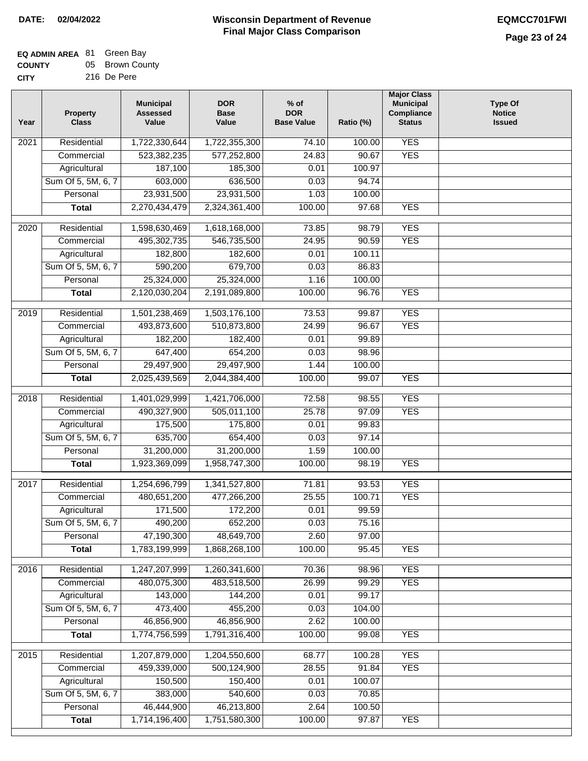**DATE: 02/04/2022**

# Wisconsin Department of Revenue
## Final Major Class Comparison

**EQMCC701FWI**

**EQ ADMIN AREA** 81 Green Bay
**COUNTY** 05 Brown County
**CITY** 216 De Pere

| Year | Property Class | Municipal Assessed Value | DOR Base Value | % of DOR Base Value | Ratio (%) | Major Class Municipal Compliance Status | Type Of Notice Issued |
|---|---|---|---|---|---|---|---|
| 2021 | Residential | 1,722,330,644 | 1,722,355,300 | 74.10 | 100.00 | YES | |
| | Commercial | 523,382,235 | 577,252,800 | 24.83 | 90.67 | YES | |
| | Agricultural | 187,100 | 185,300 | 0.01 | 100.97 | | |
| | Sum Of 5, 5M, 6, 7 | 603,000 | 636,500 | 0.03 | 94.74 | | |
| | Personal | 23,931,500 | 23,931,500 | 1.03 | 100.00 | | |
| | **Total** | 2,270,434,479 | 2,324,361,400 | 100.00 | 97.68 | YES | |
| 2020 | Residential | 1,598,630,469 | 1,618,168,000 | 73.85 | 98.79 | YES | |
| | Commercial | 495,302,735 | 546,735,500 | 24.95 | 90.59 | YES | |
| | Agricultural | 182,800 | 182,600 | 0.01 | 100.11 | | |
| | Sum Of 5, 5M, 6, 7 | 590,200 | 679,700 | 0.03 | 86.83 | | |
| | Personal | 25,324,000 | 25,324,000 | 1.16 | 100.00 | | |
| | **Total** | 2,120,030,204 | 2,191,089,800 | 100.00 | 96.76 | YES | |
| 2019 | Residential | 1,501,238,469 | 1,503,176,100 | 73.53 | 99.87 | YES | |
| | Commercial | 493,873,600 | 510,873,800 | 24.99 | 96.67 | YES | |
| | Agricultural | 182,200 | 182,400 | 0.01 | 99.89 | | |
| | Sum Of 5, 5M, 6, 7 | 647,400 | 654,200 | 0.03 | 98.96 | | |
| | Personal | 29,497,900 | 29,497,900 | 1.44 | 100.00 | | |
| | **Total** | 2,025,439,569 | 2,044,384,400 | 100.00 | 99.07 | YES | |
| 2018 | Residential | 1,401,029,999 | 1,421,706,000 | 72.58 | 98.55 | YES | |
| | Commercial | 490,327,900 | 505,011,100 | 25.78 | 97.09 | YES | |
| | Agricultural | 175,500 | 175,800 | 0.01 | 99.83 | | |
| | Sum Of 5, 5M, 6, 7 | 635,700 | 654,400 | 0.03 | 97.14 | | |
| | Personal | 31,200,000 | 31,200,000 | 1.59 | 100.00 | | |
| | **Total** | 1,923,369,099 | 1,958,747,300 | 100.00 | 98.19 | YES | |
| 2017 | Residential | 1,254,696,799 | 1,341,527,800 | 71.81 | 93.53 | YES | |
| | Commercial | 480,651,200 | 477,266,200 | 25.55 | 100.71 | YES | |
| | Agricultural | 171,500 | 172,200 | 0.01 | 99.59 | | |
| | Sum Of 5, 5M, 6, 7 | 490,200 | 652,200 | 0.03 | 75.16 | | |
| | Personal | 47,190,300 | 48,649,700 | 2.60 | 97.00 | | |
| | **Total** | 1,783,199,999 | 1,868,268,100 | 100.00 | 95.45 | YES | |
| 2016 | Residential | 1,247,207,999 | 1,260,341,600 | 70.36 | 98.96 | YES | |
| | Commercial | 480,075,300 | 483,518,500 | 26.99 | 99.29 | YES | |
| | Agricultural | 143,000 | 144,200 | 0.01 | 99.17 | | |
| | Sum Of 5, 5M, 6, 7 | 473,400 | 455,200 | 0.03 | 104.00 | | |
| | Personal | 46,856,900 | 46,856,900 | 2.62 | 100.00 | | |
| | **Total** | 1,774,756,599 | 1,791,316,400 | 100.00 | 99.08 | YES | |
| 2015 | Residential | 1,207,879,000 | 1,204,550,600 | 68.77 | 100.28 | YES | |
| | Commercial | 459,339,000 | 500,124,900 | 28.55 | 91.84 | YES | |
| | Agricultural | 150,500 | 150,400 | 0.01 | 100.07 | | |
| | Sum Of 5, 5M, 6, 7 | 383,000 | 540,600 | 0.03 | 70.85 | | |
| | Personal | 46,444,900 | 46,213,800 | 2.64 | 100.50 | | |
| | **Total** | 1,714,196,400 | 1,751,580,300 | 100.00 | 97.87 | YES | |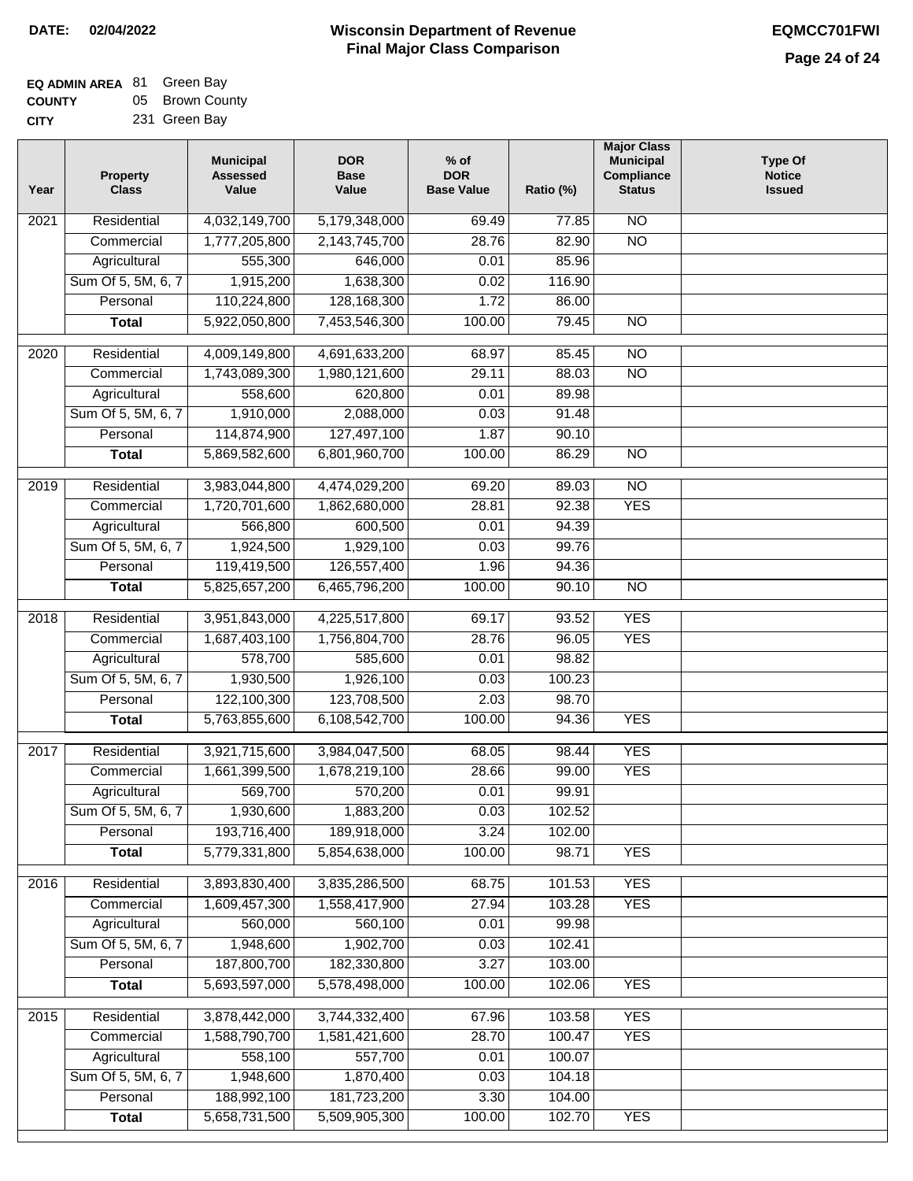**DATE: 02/04/2022**

# Wisconsin Department of Revenue
## Final Major Class Comparison

**EQMCC701FWI**

**EQ ADMIN AREA** 81 Green Bay
**COUNTY** 05 Brown County
**CITY** 231 Green Bay

| Year | Property Class | Municipal Assessed Value | DOR Base Value | % of DOR Base Value | Ratio (%) | Major Class Municipal Compliance Status | Type Of Notice Issued |
|---|---|---|---|---|---|---|---|
| 2021 | Residential | 4,032,149,700 | 5,179,348,000 | 69.49 | 77.85 | NO | |
| | Commercial | 1,777,205,800 | 2,143,745,700 | 28.76 | 82.90 | NO | |
| | Agricultural | 555,300 | 646,000 | 0.01 | 85.96 | | |
| | Sum Of 5, 5M, 6, 7 | 1,915,200 | 1,638,300 | 0.02 | 116.90 | | |
| | Personal | 110,224,800 | 128,168,300 | 1.72 | 86.00 | | |
| | **Total** | 5,922,050,800 | 7,453,546,300 | 100.00 | 79.45 | NO | |
| 2020 | Residential | 4,009,149,800 | 4,691,633,200 | 68.97 | 85.45 | NO | |
| | Commercial | 1,743,089,300 | 1,980,121,600 | 29.11 | 88.03 | NO | |
| | Agricultural | 558,600 | 620,800 | 0.01 | 89.98 | | |
| | Sum Of 5, 5M, 6, 7 | 1,910,000 | 2,088,000 | 0.03 | 91.48 | | |
| | Personal | 114,874,900 | 127,497,100 | 1.87 | 90.10 | | |
| | **Total** | 5,869,582,600 | 6,801,960,700 | 100.00 | 86.29 | NO | |
| 2019 | Residential | 3,983,044,800 | 4,474,029,200 | 69.20 | 89.03 | NO | |
| | Commercial | 1,720,701,600 | 1,862,680,000 | 28.81 | 92.38 | YES | |
| | Agricultural | 566,800 | 600,500 | 0.01 | 94.39 | | |
| | Sum Of 5, 5M, 6, 7 | 1,924,500 | 1,929,100 | 0.03 | 99.76 | | |
| | Personal | 119,419,500 | 126,557,400 | 1.96 | 94.36 | | |
| | **Total** | 5,825,657,200 | 6,465,796,200 | 100.00 | 90.10 | NO | |
| 2018 | Residential | 3,951,843,000 | 4,225,517,800 | 69.17 | 93.52 | YES | |
| | Commercial | 1,687,403,100 | 1,756,804,700 | 28.76 | 96.05 | YES | |
| | Agricultural | 578,700 | 585,600 | 0.01 | 98.82 | | |
| | Sum Of 5, 5M, 6, 7 | 1,930,500 | 1,926,100 | 0.03 | 100.23 | | |
| | Personal | 122,100,300 | 123,708,500 | 2.03 | 98.70 | | |
| | **Total** | 5,763,855,600 | 6,108,542,700 | 100.00 | 94.36 | YES | |
| 2017 | Residential | 3,921,715,600 | 3,984,047,500 | 68.05 | 98.44 | YES | |
| | Commercial | 1,661,399,500 | 1,678,219,100 | 28.66 | 99.00 | YES | |
| | Agricultural | 569,700 | 570,200 | 0.01 | 99.91 | | |
| | Sum Of 5, 5M, 6, 7 | 1,930,600 | 1,883,200 | 0.03 | 102.52 | | |
| | Personal | 193,716,400 | 189,918,000 | 3.24 | 102.00 | | |
| | **Total** | 5,779,331,800 | 5,854,638,000 | 100.00 | 98.71 | YES | |
| 2016 | Residential | 3,893,830,400 | 3,835,286,500 | 68.75 | 101.53 | YES | |
| | Commercial | 1,609,457,300 | 1,558,417,900 | 27.94 | 103.28 | YES | |
| | Agricultural | 560,000 | 560,100 | 0.01 | 99.98 | | |
| | Sum Of 5, 5M, 6, 7 | 1,948,600 | 1,902,700 | 0.03 | 102.41 | | |
| | Personal | 187,800,700 | 182,330,800 | 3.27 | 103.00 | | |
| | **Total** | 5,693,597,000 | 5,578,498,000 | 100.00 | 102.06 | YES | |
| 2015 | Residential | 3,878,442,000 | 3,744,332,400 | 67.96 | 103.58 | YES | |
| | Commercial | 1,588,790,700 | 1,581,421,600 | 28.70 | 100.47 | YES | |
| | Agricultural | 558,100 | 557,700 | 0.01 | 100.07 | | |
| | Sum Of 5, 5M, 6, 7 | 1,948,600 | 1,870,400 | 0.03 | 104.18 | | |
| | Personal | 188,992,100 | 181,723,200 | 3.30 | 104.00 | | |
| | **Total** | 5,658,731,500 | 5,509,905,300 | 100.00 | 102.70 | YES | |